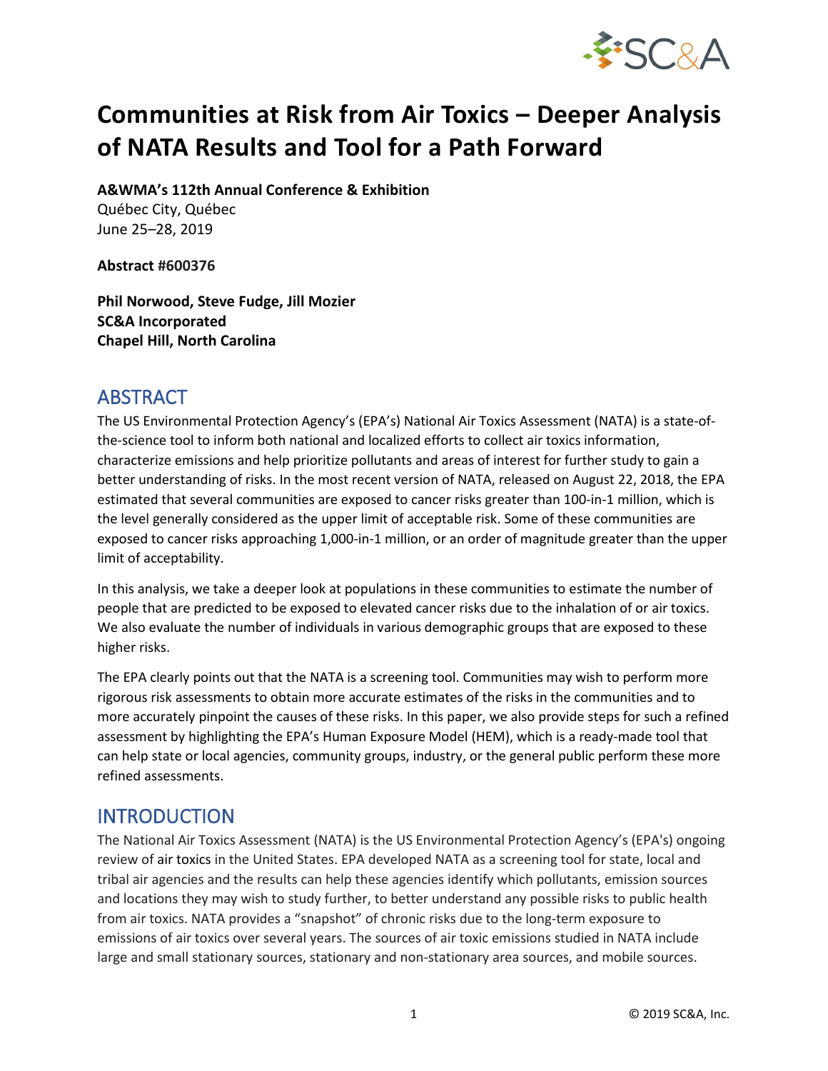# Communities at Risk from Air Toxics – Deeper Analysis of NATA Results and Tool for a Path Forward

**A&WMA's 112th Annual Conference & Exhibition**
Québec City, Québec
June 25–28, 2019

**Abstract #600376**

**Phil Norwood, Steve Fudge, Jill Mozier**
**SC&A Incorporated**
**Chapel Hill, North Carolina**

## ABSTRACT

The US Environmental Protection Agency's (EPA's) National Air Toxics Assessment (NATA) is a state-of-the-science tool to inform both national and localized efforts to collect air toxics information, characterize emissions and help prioritize pollutants and areas of interest for further study to gain a better understanding of risks. In the most recent version of NATA, released on August 22, 2018, the EPA estimated that several communities are exposed to cancer risks greater than 100-in-1 million, which is the level generally considered as the upper limit of acceptable risk. Some of these communities are exposed to cancer risks approaching 1,000-in-1 million, or an order of magnitude greater than the upper limit of acceptability.

In this analysis, we take a deeper look at populations in these communities to estimate the number of people that are predicted to be exposed to elevated cancer risks due to the inhalation of or air toxics. We also evaluate the number of individuals in various demographic groups that are exposed to these higher risks.

The EPA clearly points out that the NATA is a screening tool. Communities may wish to perform more rigorous risk assessments to obtain more accurate estimates of the risks in the communities and to more accurately pinpoint the causes of these risks. In this paper, we also provide steps for such a refined assessment by highlighting the EPA's Human Exposure Model (HEM), which is a ready-made tool that can help state or local agencies, community groups, industry, or the general public perform these more refined assessments.

## INTRODUCTION

The National Air Toxics Assessment (NATA) is the US Environmental Protection Agency's (EPA's) ongoing review of air toxics in the United States. EPA developed NATA as a screening tool for state, local and tribal air agencies and the results can help these agencies identify which pollutants, emission sources and locations they may wish to study further, to better understand any possible risks to public health from air toxics. NATA provides a "snapshot" of chronic risks due to the long-term exposure to emissions of air toxics over several years. The sources of air toxic emissions studied in NATA include large and small stationary sources, stationary and non-stationary area sources, and mobile sources.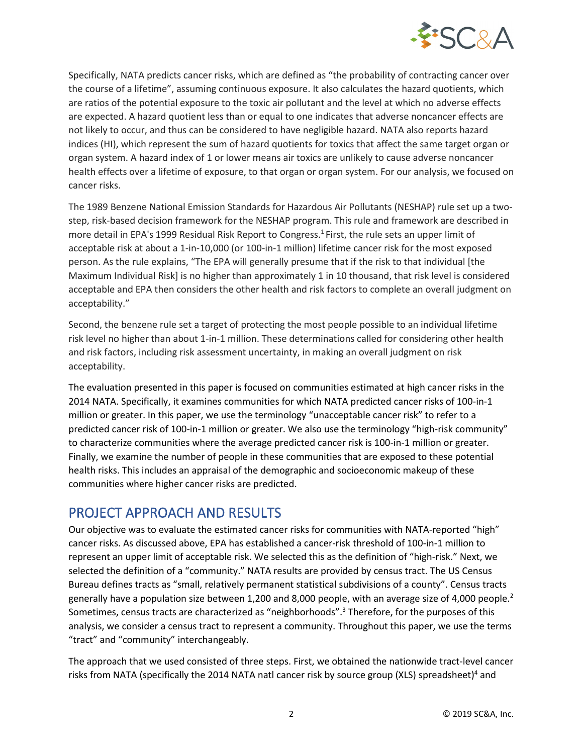Specifically, NATA predicts cancer risks, which are defined as "the probability of contracting cancer over the course of a lifetime", assuming continuous exposure. It also calculates the hazard quotients, which are ratios of the potential exposure to the toxic air pollutant and the level at which no adverse effects are expected. A hazard quotient less than or equal to one indicates that adverse noncancer effects are not likely to occur, and thus can be considered to have negligible hazard. NATA also reports hazard indices (HI), which represent the sum of hazard quotients for toxics that affect the same target organ or organ system. A hazard index of 1 or lower means air toxics are unlikely to cause adverse noncancer health effects over a lifetime of exposure, to that organ or organ system. For our analysis, we focused on cancer risks.

The 1989 Benzene National Emission Standards for Hazardous Air Pollutants (NESHAP) rule set up a two-step, risk-based decision framework for the NESHAP program. This rule and framework are described in more detail in EPA's 1999 Residual Risk Report to Congress.[1] First, the rule sets an upper limit of acceptable risk at about a 1-in-10,000 (or 100-in-1 million) lifetime cancer risk for the most exposed person. As the rule explains, "The EPA will generally presume that if the risk to that individual [the Maximum Individual Risk] is no higher than approximately 1 in 10 thousand, that risk level is considered acceptable and EPA then considers the other health and risk factors to complete an overall judgment on acceptability."

Second, the benzene rule set a target of protecting the most people possible to an individual lifetime risk level no higher than about 1-in-1 million. These determinations called for considering other health and risk factors, including risk assessment uncertainty, in making an overall judgment on risk acceptability.

The evaluation presented in this paper is focused on communities estimated at high cancer risks in the 2014 NATA. Specifically, it examines communities for which NATA predicted cancer risks of 100-in-1 million or greater. In this paper, we use the terminology "unacceptable cancer risk" to refer to a predicted cancer risk of 100-in-1 million or greater. We also use the terminology "high-risk community" to characterize communities where the average predicted cancer risk is 100-in-1 million or greater. Finally, we examine the number of people in these communities that are exposed to these potential health risks. This includes an appraisal of the demographic and socioeconomic makeup of these communities where higher cancer risks are predicted.

## PROJECT APPROACH AND RESULTS

Our objective was to evaluate the estimated cancer risks for communities with NATA-reported "high" cancer risks. As discussed above, EPA has established a cancer-risk threshold of 100-in-1 million to represent an upper limit of acceptable risk. We selected this as the definition of "high-risk." Next, we selected the definition of a "community." NATA results are provided by census tract. The US Census Bureau defines tracts as "small, relatively permanent statistical subdivisions of a county". Census tracts generally have a population size between 1,200 and 8,000 people, with an average size of 4,000 people.[2] Sometimes, census tracts are characterized as "neighborhoods".[3] Therefore, for the purposes of this analysis, we consider a census tract to represent a community. Throughout this paper, we use the terms "tract" and "community" interchangeably.

The approach that we used consisted of three steps. First, we obtained the nationwide tract-level cancer risks from NATA (specifically the 2014 NATA natl cancer risk by source group (XLS) spreadsheet)[4] and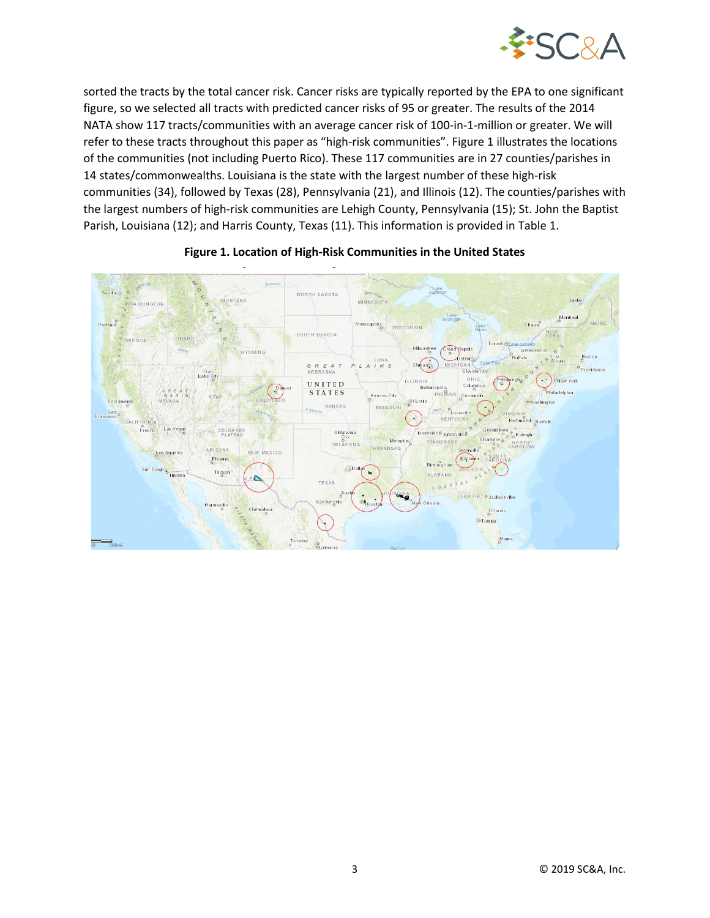sorted the tracts by the total cancer risk. Cancer risks are typically reported by the EPA to one significant figure, so we selected all tracts with predicted cancer risks of 95 or greater. The results of the 2014 NATA show 117 tracts/communities with an average cancer risk of 100-in-1-million or greater. We will refer to these tracts throughout this paper as "high-risk communities". Figure 1 illustrates the locations of the communities (not including Puerto Rico). These 117 communities are in 27 counties/parishes in 14 states/commonwealths. Louisiana is the state with the largest number of these high-risk communities (34), followed by Texas (28), Pennsylvania (21), and Illinois (12). The counties/parishes with the largest numbers of high-risk communities are Lehigh County, Pennsylvania (15); St. John the Baptist Parish, Louisiana (12); and Harris County, Texas (11). This information is provided in Table 1.

**Figure 1. Location of High-Risk Communities in the United States**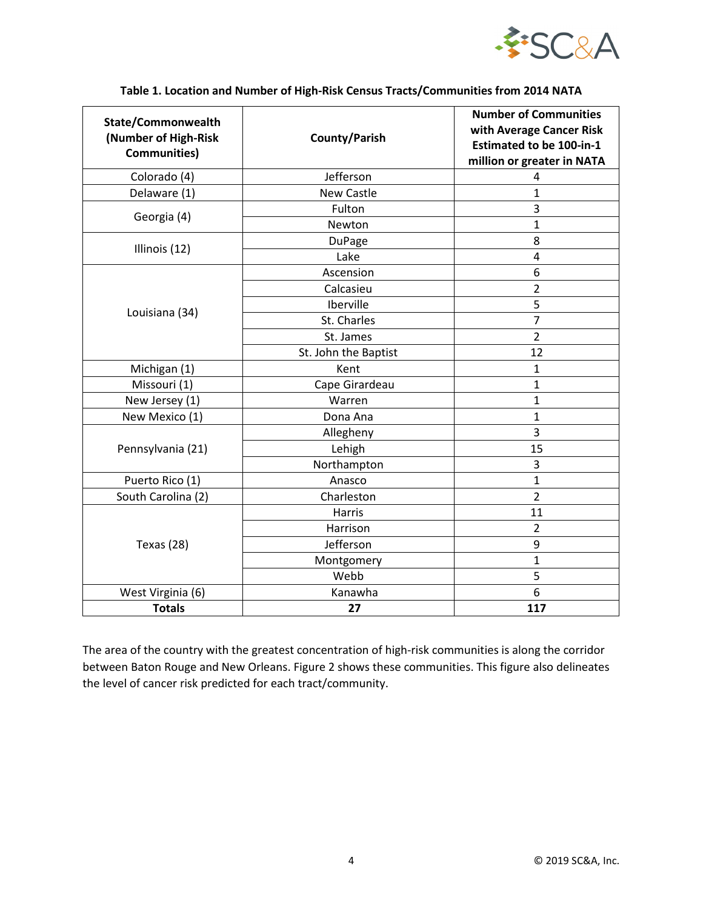**Table 1. Location and Number of High-Risk Census Tracts/Communities from 2014 NATA**

| State/Commonwealth (Number of High-Risk Communities) | County/Parish | Number of Communities with Average Cancer Risk Estimated to be 100-in-1 million or greater in NATA |
|---|---|---|
| Colorado (4) | Jefferson | 4 |
| Delaware (1) | New Castle | 1 |
| Georgia (4) | Fulton | 3 |
| | Newton | 1 |
| Illinois (12) | DuPage | 8 |
| | Lake | 4 |
| Louisiana (34) | Ascension | 6 |
| | Calcasieu | 2 |
| | Iberville | 5 |
| | St. Charles | 7 |
| | St. James | 2 |
| | St. John the Baptist | 12 |
| Michigan (1) | Kent | 1 |
| Missouri (1) | Cape Girardeau | 1 |
| New Jersey (1) | Warren | 1 |
| New Mexico (1) | Dona Ana | 1 |
| Pennsylvania (21) | Allegheny | 3 |
| | Lehigh | 15 |
| | Northampton | 3 |
| Puerto Rico (1) | Anasco | 1 |
| South Carolina (2) | Charleston | 2 |
| Texas (28) | Harris | 11 |
| | Harrison | 2 |
| | Jefferson | 9 |
| | Montgomery | 1 |
| | Webb | 5 |
| West Virginia (6) | Kanawha | 6 |
| **Totals** | **27** | **117** |

The area of the country with the greatest concentration of high-risk communities is along the corridor between Baton Rouge and New Orleans. Figure 2 shows these communities. This figure also delineates the level of cancer risk predicted for each tract/community.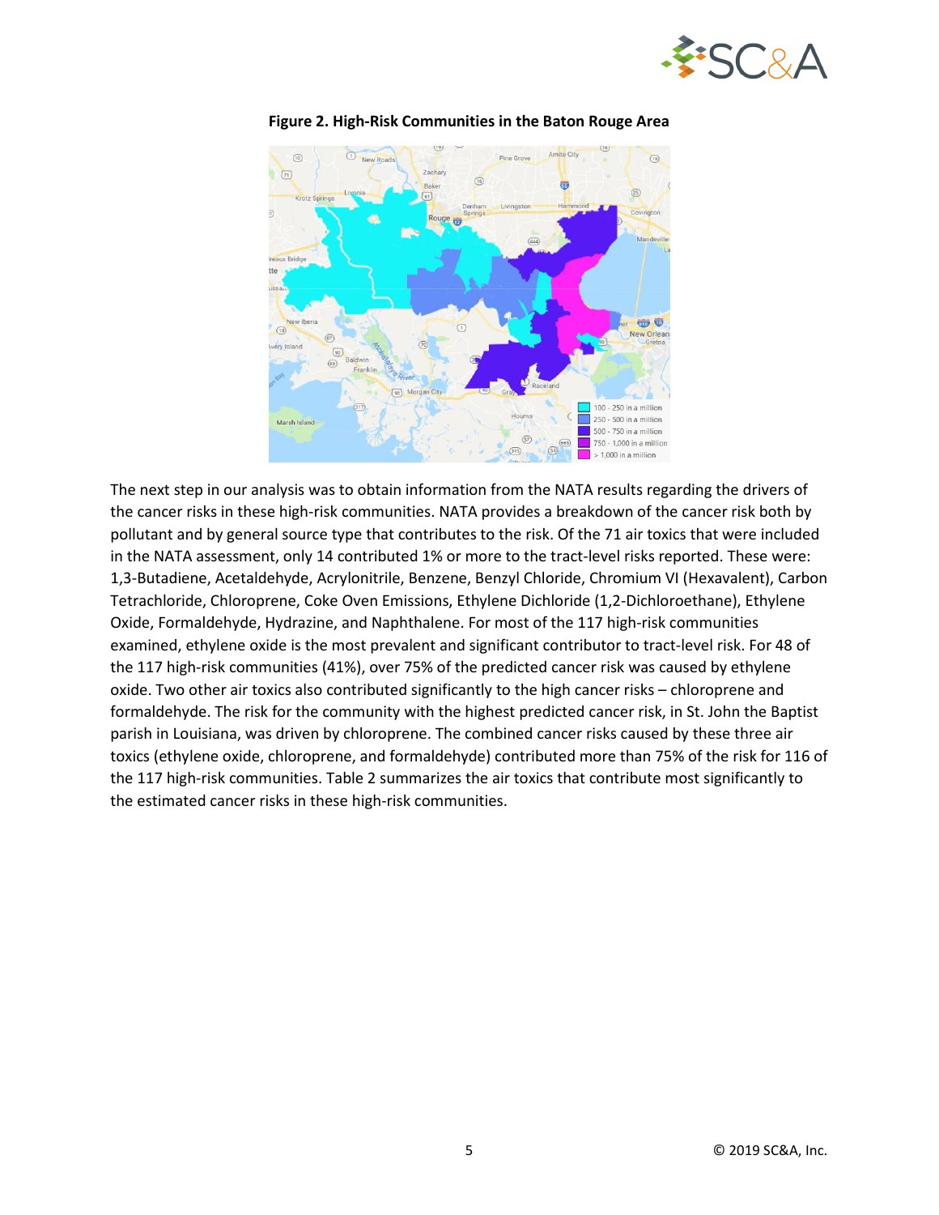**Figure 2. High-Risk Communities in the Baton Rouge Area**

The next step in our analysis was to obtain information from the NATA results regarding the drivers of the cancer risks in these high-risk communities. NATA provides a breakdown of the cancer risk both by pollutant and by general source type that contributes to the risk. Of the 71 air toxics that were included in the NATA assessment, only 14 contributed 1% or more to the tract-level risks reported. These were: 1,3-Butadiene, Acetaldehyde, Acrylonitrile, Benzene, Benzyl Chloride, Chromium VI (Hexavalent), Carbon Tetrachloride, Chloroprene, Coke Oven Emissions, Ethylene Dichloride (1,2-Dichloroethane), Ethylene Oxide, Formaldehyde, Hydrazine, and Naphthalene. For most of the 117 high-risk communities examined, ethylene oxide is the most prevalent and significant contributor to tract-level risk. For 48 of the 117 high-risk communities (41%), over 75% of the predicted cancer risk was caused by ethylene oxide. Two other air toxics also contributed significantly to the high cancer risks – chloroprene and formaldehyde. The risk for the community with the highest predicted cancer risk, in St. John the Baptist parish in Louisiana, was driven by chloroprene. The combined cancer risks caused by these three air toxics (ethylene oxide, chloroprene, and formaldehyde) contributed more than 75% of the risk for 116 of the 117 high-risk communities. Table 2 summarizes the air toxics that contribute most significantly to the estimated cancer risks in these high-risk communities.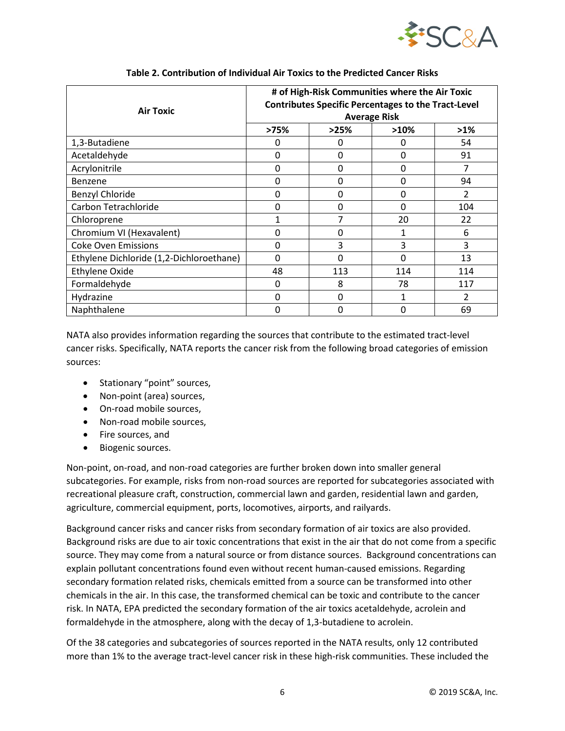**Table 2. Contribution of Individual Air Toxics to the Predicted Cancer Risks**

| Air Toxic | # of High-Risk Communities where the Air Toxic Contributes Specific Percentages to the Tract-Level Average Risk | | | |
|---|---|---|---|---|
| | >75% | >25% | >10% | >1% |
| 1,3-Butadiene | 0 | 0 | 0 | 54 |
| Acetaldehyde | 0 | 0 | 0 | 91 |
| Acrylonitrile | 0 | 0 | 0 | 7 |
| Benzene | 0 | 0 | 0 | 94 |
| Benzyl Chloride | 0 | 0 | 0 | 2 |
| Carbon Tetrachloride | 0 | 0 | 0 | 104 |
| Chloroprene | 1 | 7 | 20 | 22 |
| Chromium VI (Hexavalent) | 0 | 0 | 1 | 6 |
| Coke Oven Emissions | 0 | 3 | 3 | 3 |
| Ethylene Dichloride (1,2-Dichloroethane) | 0 | 0 | 0 | 13 |
| Ethylene Oxide | 48 | 113 | 114 | 114 |
| Formaldehyde | 0 | 8 | 78 | 117 |
| Hydrazine | 0 | 0 | 1 | 2 |
| Naphthalene | 0 | 0 | 0 | 69 |

NATA also provides information regarding the sources that contribute to the estimated tract-level cancer risks. Specifically, NATA reports the cancer risk from the following broad categories of emission sources:

- Stationary "point" sources,
- Non-point (area) sources,
- On-road mobile sources,
- Non-road mobile sources,
- Fire sources, and
- Biogenic sources.

Non-point, on-road, and non-road categories are further broken down into smaller general subcategories. For example, risks from non-road sources are reported for subcategories associated with recreational pleasure craft, construction, commercial lawn and garden, residential lawn and garden, agriculture, commercial equipment, ports, locomotives, airports, and railyards.

Background cancer risks and cancer risks from secondary formation of air toxics are also provided. Background risks are due to air toxic concentrations that exist in the air that do not come from a specific source. They may come from a natural source or from distance sources. Background concentrations can explain pollutant concentrations found even without recent human-caused emissions. Regarding secondary formation related risks, chemicals emitted from a source can be transformed into other chemicals in the air. In this case, the transformed chemical can be toxic and contribute to the cancer risk. In NATA, EPA predicted the secondary formation of the air toxics acetaldehyde, acrolein and formaldehyde in the atmosphere, along with the decay of 1,3-butadiene to acrolein.

Of the 38 categories and subcategories of sources reported in the NATA results, only 12 contributed more than 1% to the average tract-level cancer risk in these high-risk communities. These included the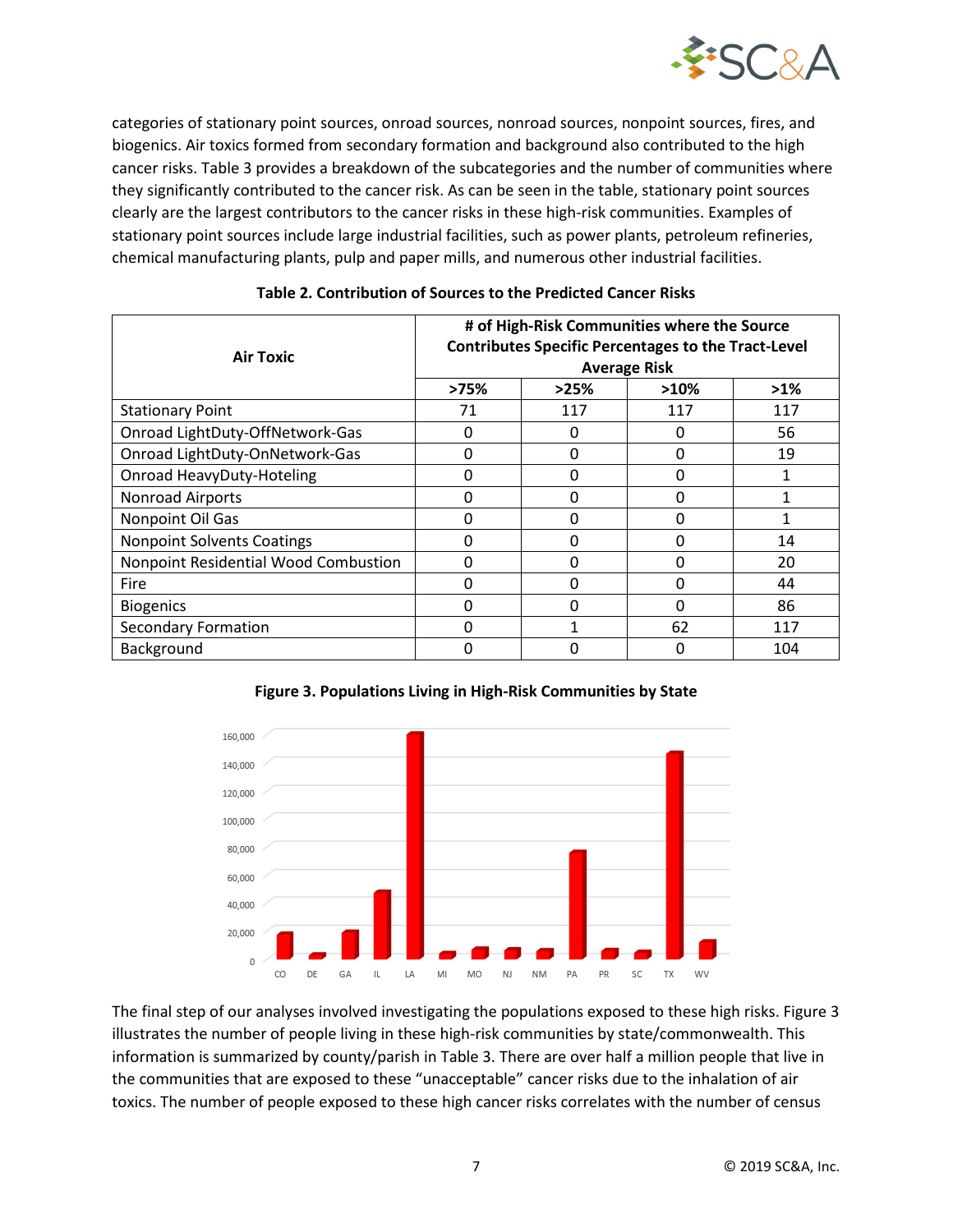categories of stationary point sources, onroad sources, nonroad sources, nonpoint sources, fires, and biogenics. Air toxics formed from secondary formation and background also contributed to the high cancer risks. Table 3 provides a breakdown of the subcategories and the number of communities where they significantly contributed to the cancer risk. As can be seen in the table, stationary point sources clearly are the largest contributors to the cancer risks in these high-risk communities. Examples of stationary point sources include large industrial facilities, such as power plants, petroleum refineries, chemical manufacturing plants, pulp and paper mills, and numerous other industrial facilities.

**Table 2. Contribution of Sources to the Predicted Cancer Risks**

| Air Toxic | # of High-Risk Communities where the Source Contributes Specific Percentages to the Tract-Level Average Risk | | | |
|---|---|---|---|---|
| | >75% | >25% | >10% | >1% |
| Stationary Point | 71 | 117 | 117 | 117 |
| Onroad LightDuty-OffNetwork-Gas | 0 | 0 | 0 | 56 |
| Onroad LightDuty-OnNetwork-Gas | 0 | 0 | 0 | 19 |
| Onroad HeavyDuty-Hoteling | 0 | 0 | 0 | 1 |
| Nonroad Airports | 0 | 0 | 0 | 1 |
| Nonpoint Oil Gas | 0 | 0 | 0 | 1 |
| Nonpoint Solvents Coatings | 0 | 0 | 0 | 14 |
| Nonpoint Residential Wood Combustion | 0 | 0 | 0 | 20 |
| Fire | 0 | 0 | 0 | 44 |
| Biogenics | 0 | 0 | 0 | 86 |
| Secondary Formation | 0 | 1 | 62 | 117 |
| Background | 0 | 0 | 0 | 104 |

**Figure 3. Populations Living in High-Risk Communities by State**

The final step of our analyses involved investigating the populations exposed to these high risks. Figure 3 illustrates the number of people living in these high-risk communities by state/commonwealth. This information is summarized by county/parish in Table 3. There are over half a million people that live in the communities that are exposed to these "unacceptable" cancer risks due to the inhalation of air toxics. The number of people exposed to these high cancer risks correlates with the number of census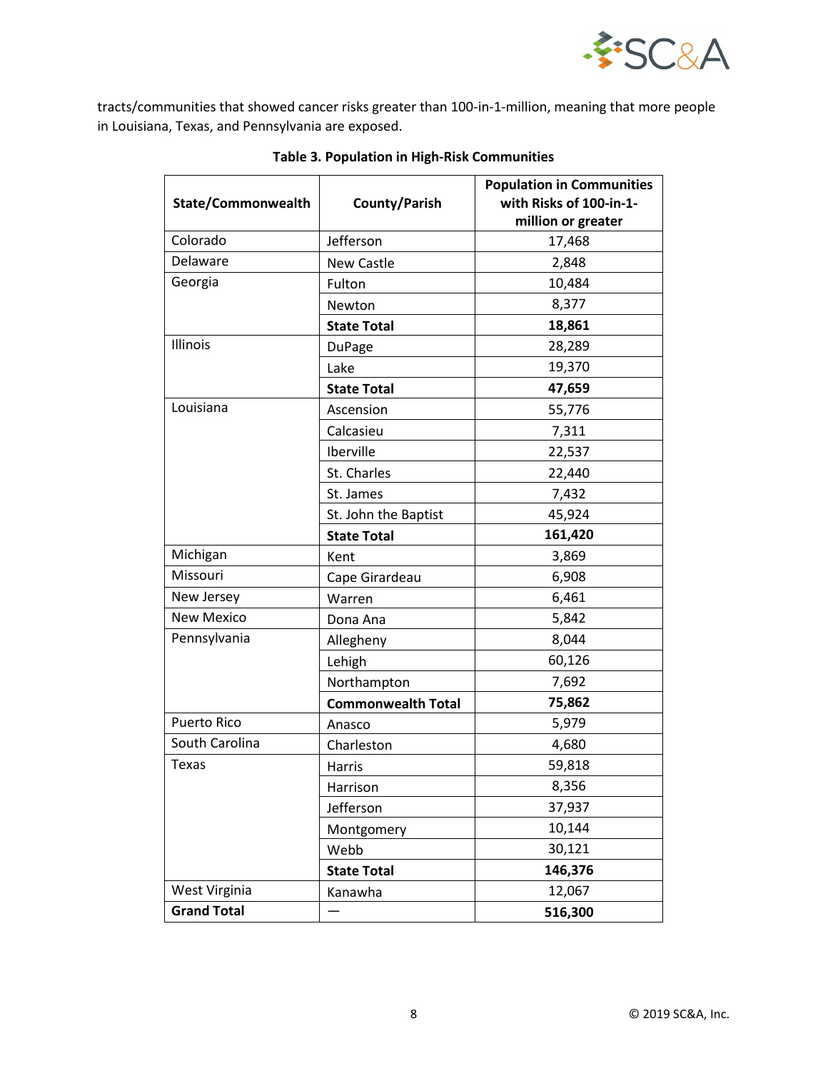tracts/communities that showed cancer risks greater than 100-in-1-million, meaning that more people in Louisiana, Texas, and Pennsylvania are exposed.

**Table 3. Population in High-Risk Communities**

| State/Commonwealth | County/Parish | Population in Communities with Risks of 100-in-1-million or greater |
|---|---|---|
| Colorado | Jefferson | 17,468 |
| Delaware | New Castle | 2,848 |
| Georgia | Fulton | 10,484 |
| | Newton | 8,377 |
| | **State Total** | **18,861** |
| Illinois | DuPage | 28,289 |
| | Lake | 19,370 |
| | **State Total** | **47,659** |
| Louisiana | Ascension | 55,776 |
| | Calcasieu | 7,311 |
| | Iberville | 22,537 |
| | St. Charles | 22,440 |
| | St. James | 7,432 |
| | St. John the Baptist | 45,924 |
| | **State Total** | **161,420** |
| Michigan | Kent | 3,869 |
| Missouri | Cape Girardeau | 6,908 |
| New Jersey | Warren | 6,461 |
| New Mexico | Dona Ana | 5,842 |
| Pennsylvania | Allegheny | 8,044 |
| | Lehigh | 60,126 |
| | Northampton | 7,692 |
| | **Commonwealth Total** | **75,862** |
| Puerto Rico | Anasco | 5,979 |
| South Carolina | Charleston | 4,680 |
| Texas | Harris | 59,818 |
| | Harrison | 8,356 |
| | Jefferson | 37,937 |
| | Montgomery | 10,144 |
| | Webb | 30,121 |
| | **State Total** | **146,376** |
| West Virginia | Kanawha | 12,067 |
| **Grand Total** | — | **516,300** |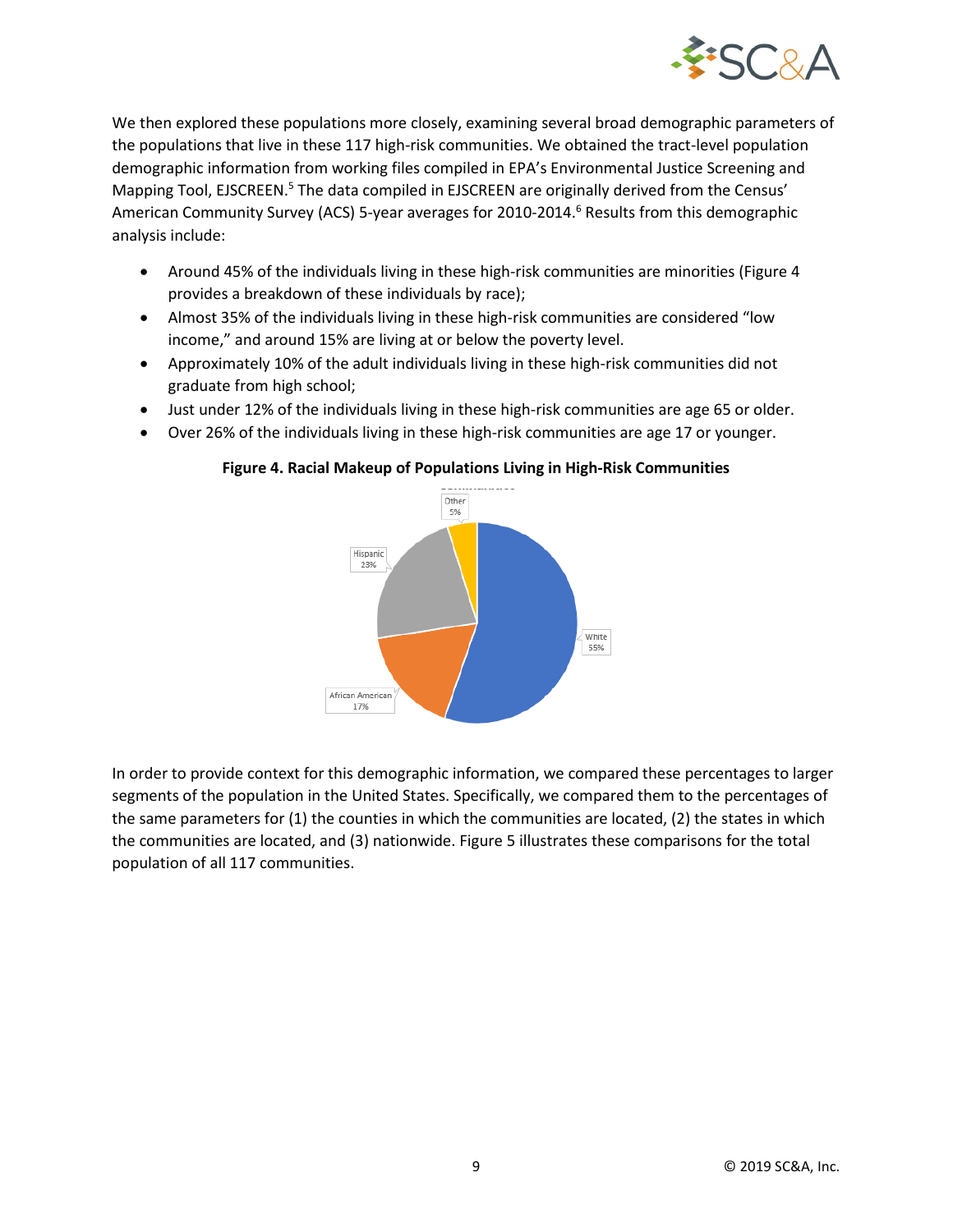We then explored these populations more closely, examining several broad demographic parameters of the populations that live in these 117 high-risk communities. We obtained the tract-level population demographic information from working files compiled in EPA's Environmental Justice Screening and Mapping Tool, EJSCREEN.[5] The data compiled in EJSCREEN are originally derived from the Census' American Community Survey (ACS) 5-year averages for 2010-2014.[6] Results from this demographic analysis include:

- Around 45% of the individuals living in these high-risk communities are minorities (Figure 4 provides a breakdown of these individuals by race);
- Almost 35% of the individuals living in these high-risk communities are considered "low income," and around 15% are living at or below the poverty level.
- Approximately 10% of the adult individuals living in these high-risk communities did not graduate from high school;
- Just under 12% of the individuals living in these high-risk communities are age 65 or older.
- Over 26% of the individuals living in these high-risk communities are age 17 or younger.

**Figure 4. Racial Makeup of Populations Living in High-Risk Communities**

Other 5%; Hispanic 23%; White 55%; African American 17%

In order to provide context for this demographic information, we compared these percentages to larger segments of the population in the United States. Specifically, we compared them to the percentages of the same parameters for (1) the counties in which the communities are located, (2) the states in which the communities are located, and (3) nationwide. Figure 5 illustrates these comparisons for the total population of all 117 communities.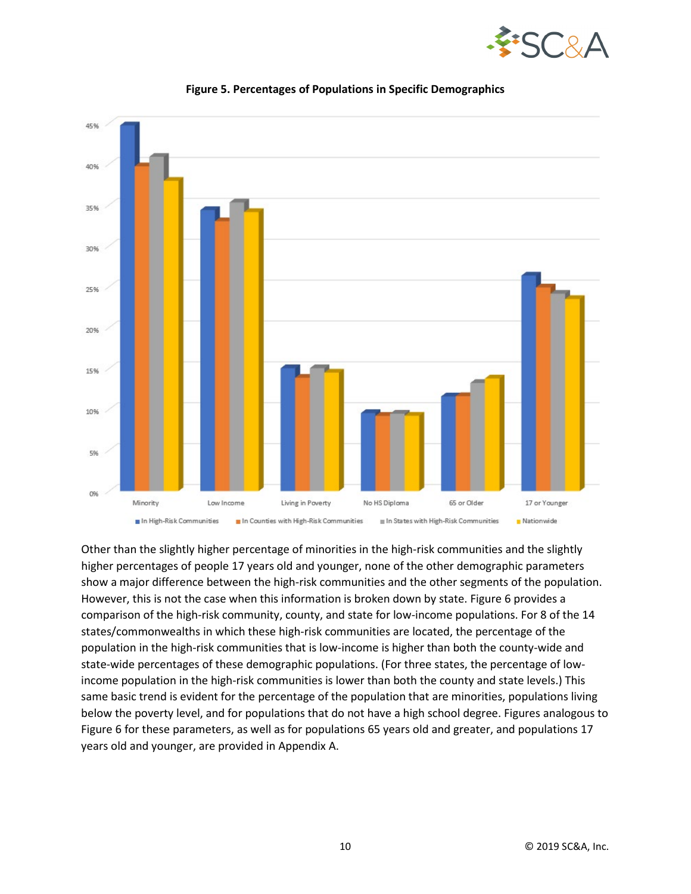**Figure 5. Percentages of Populations in Specific Demographics**

Other than the slightly higher percentage of minorities in the high-risk communities and the slightly higher percentages of people 17 years old and younger, none of the other demographic parameters show a major difference between the high-risk communities and the other segments of the population. However, this is not the case when this information is broken down by state. Figure 6 provides a comparison of the high-risk community, county, and state for low-income populations. For 8 of the 14 states/commonwealths in which these high-risk communities are located, the percentage of the population in the high-risk communities that is low-income is higher than both the county-wide and state-wide percentages of these demographic populations. (For three states, the percentage of low-income population in the high-risk communities is lower than both the county and state levels.) This same basic trend is evident for the percentage of the population that are minorities, populations living below the poverty level, and for populations that do not have a high school degree. Figures analogous to Figure 6 for these parameters, as well as for populations 65 years old and greater, and populations 17 years old and younger, are provided in Appendix A.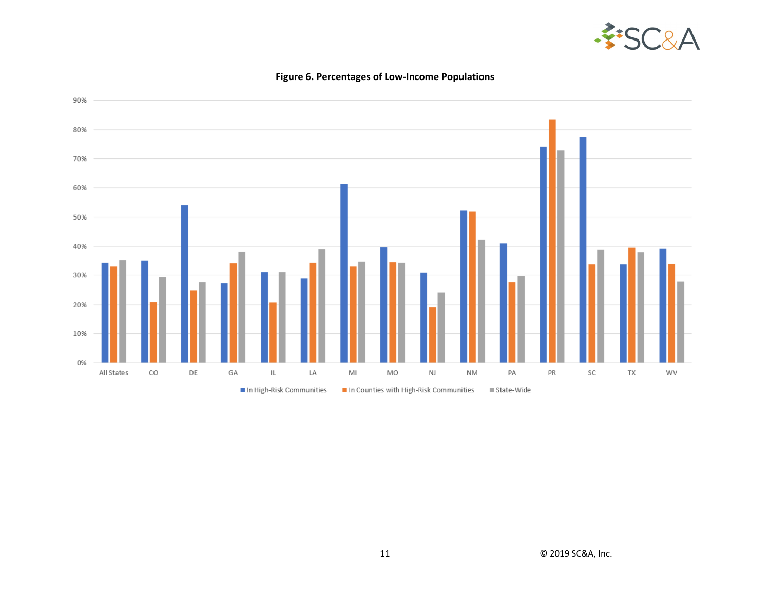**Figure 6. Percentages of Low-Income Populations**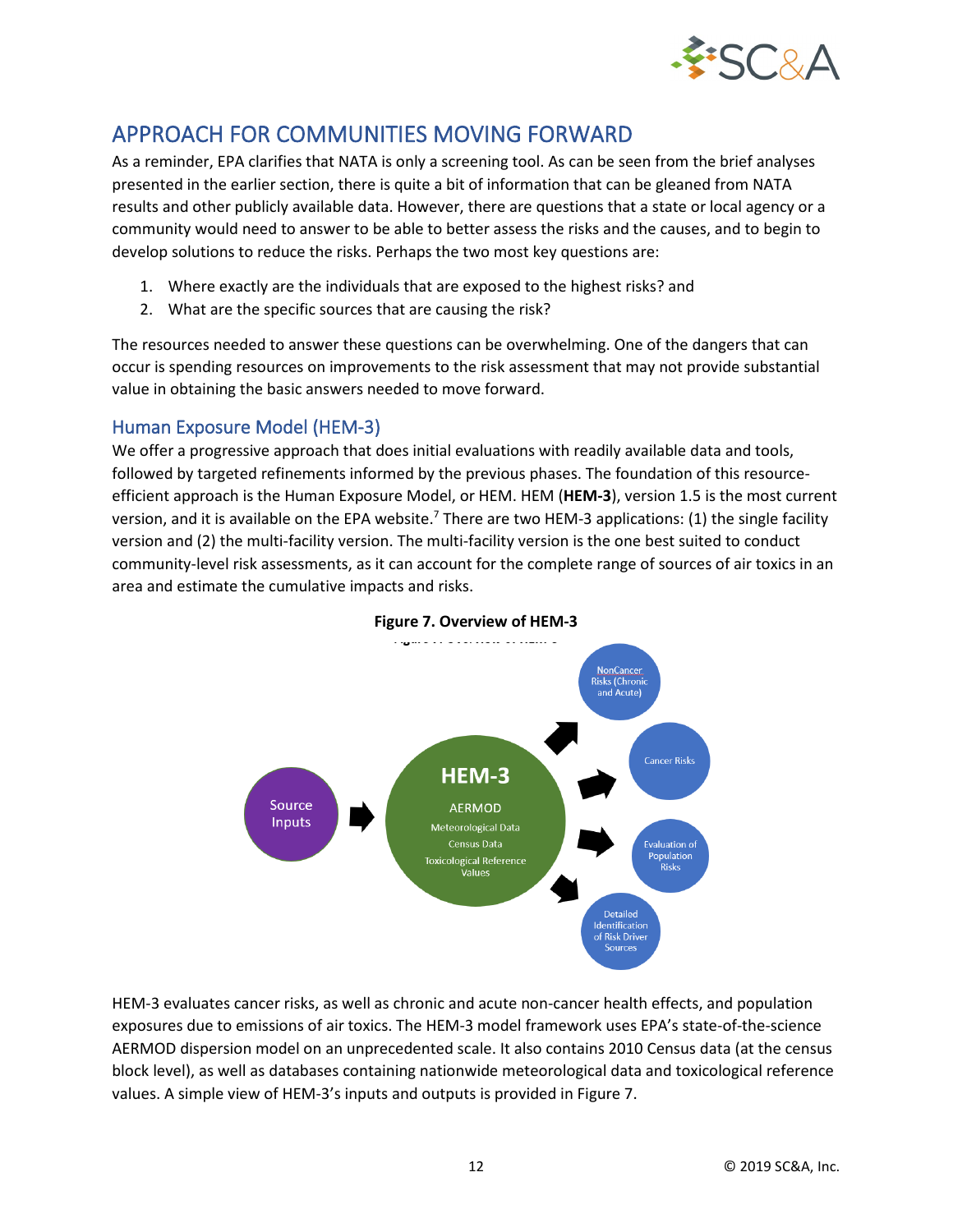# APPROACH FOR COMMUNITIES MOVING FORWARD

As a reminder, EPA clarifies that NATA is only a screening tool. As can be seen from the brief analyses presented in the earlier section, there is quite a bit of information that can be gleaned from NATA results and other publicly available data. However, there are questions that a state or local agency or a community would need to answer to be able to better assess the risks and the causes, and to begin to develop solutions to reduce the risks. Perhaps the two most key questions are:

1. Where exactly are the individuals that are exposed to the highest risks? and
2. What are the specific sources that are causing the risk?

The resources needed to answer these questions can be overwhelming. One of the dangers that can occur is spending resources on improvements to the risk assessment that may not provide substantial value in obtaining the basic answers needed to move forward.

## Human Exposure Model (HEM-3)

We offer a progressive approach that does initial evaluations with readily available data and tools, followed by targeted refinements informed by the previous phases. The foundation of this resource-efficient approach is the Human Exposure Model, or HEM. HEM (**HEM-3**), version 1.5 is the most current version, and it is available on the EPA website.[7] There are two HEM-3 applications: (1) the single facility version and (2) the multi-facility version. The multi-facility version is the one best suited to conduct community-level risk assessments, as it can account for the complete range of sources of air toxics in an area and estimate the cumulative impacts and risks.

**Figure 7. Overview of HEM-3**

Source Inputs → HEM-3 (AERMOD, Meteorological Data, Census Data, Toxicological Reference Values) → NonCancer Risks (Chronic and Acute); Cancer Risks; Evaluation of Population Risks; Detailed Identification of Risk Driver Sources

HEM-3 evaluates cancer risks, as well as chronic and acute non-cancer health effects, and population exposures due to emissions of air toxics. The HEM-3 model framework uses EPA's state-of-the-science AERMOD dispersion model on an unprecedented scale. It also contains 2010 Census data (at the census block level), as well as databases containing nationwide meteorological data and toxicological reference values. A simple view of HEM-3's inputs and outputs is provided in Figure 7.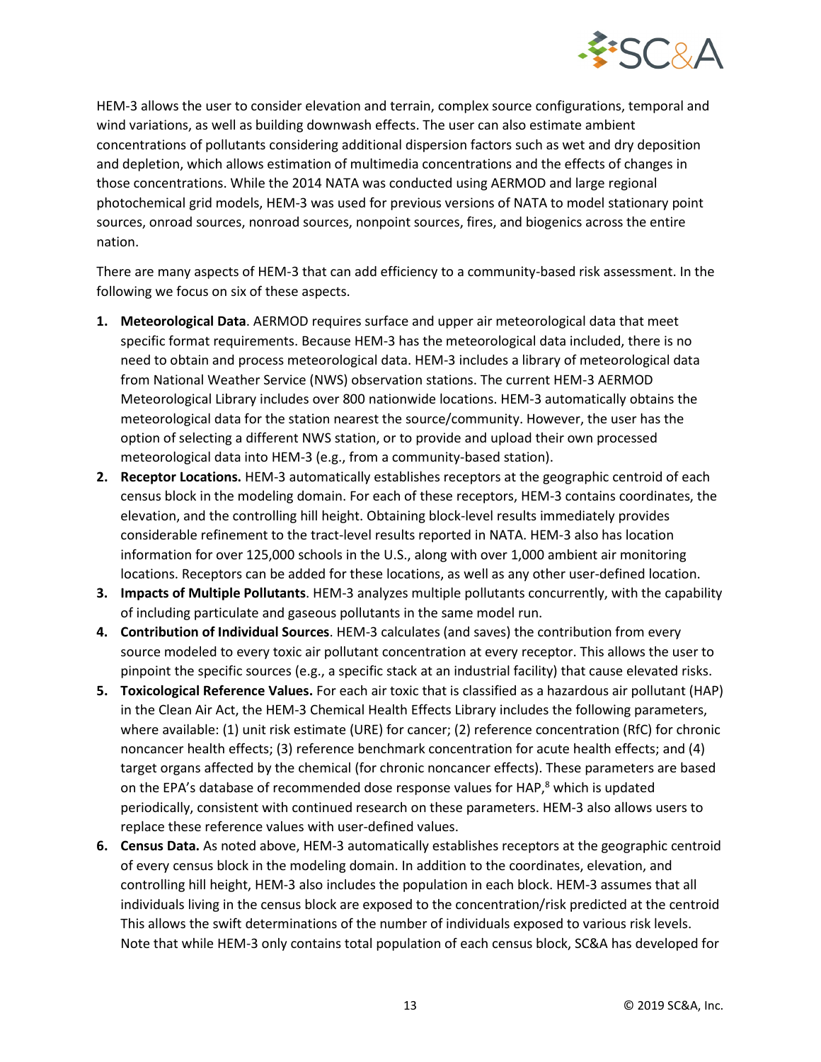HEM-3 allows the user to consider elevation and terrain, complex source configurations, temporal and wind variations, as well as building downwash effects. The user can also estimate ambient concentrations of pollutants considering additional dispersion factors such as wet and dry deposition and depletion, which allows estimation of multimedia concentrations and the effects of changes in those concentrations. While the 2014 NATA was conducted using AERMOD and large regional photochemical grid models, HEM-3 was used for previous versions of NATA to model stationary point sources, onroad sources, nonroad sources, nonpoint sources, fires, and biogenics across the entire nation.

There are many aspects of HEM-3 that can add efficiency to a community-based risk assessment. In the following we focus on six of these aspects.

1. **Meteorological Data**. AERMOD requires surface and upper air meteorological data that meet specific format requirements. Because HEM-3 has the meteorological data included, there is no need to obtain and process meteorological data. HEM-3 includes a library of meteorological data from National Weather Service (NWS) observation stations. The current HEM-3 AERMOD Meteorological Library includes over 800 nationwide locations. HEM-3 automatically obtains the meteorological data for the station nearest the source/community. However, the user has the option of selecting a different NWS station, or to provide and upload their own processed meteorological data into HEM-3 (e.g., from a community-based station).
2. **Receptor Locations.** HEM-3 automatically establishes receptors at the geographic centroid of each census block in the modeling domain. For each of these receptors, HEM-3 contains coordinates, the elevation, and the controlling hill height. Obtaining block-level results immediately provides considerable refinement to the tract-level results reported in NATA. HEM-3 also has location information for over 125,000 schools in the U.S., along with over 1,000 ambient air monitoring locations. Receptors can be added for these locations, as well as any other user-defined location.
3. **Impacts of Multiple Pollutants**. HEM-3 analyzes multiple pollutants concurrently, with the capability of including particulate and gaseous pollutants in the same model run.
4. **Contribution of Individual Sources**. HEM-3 calculates (and saves) the contribution from every source modeled to every toxic air pollutant concentration at every receptor. This allows the user to pinpoint the specific sources (e.g., a specific stack at an industrial facility) that cause elevated risks.
5. **Toxicological Reference Values.** For each air toxic that is classified as a hazardous air pollutant (HAP) in the Clean Air Act, the HEM-3 Chemical Health Effects Library includes the following parameters, where available: (1) unit risk estimate (URE) for cancer; (2) reference concentration (RfC) for chronic noncancer health effects; (3) reference benchmark concentration for acute health effects; and (4) target organs affected by the chemical (for chronic noncancer effects). These parameters are based on the EPA's database of recommended dose response values for HAP,[8] which is updated periodically, consistent with continued research on these parameters. HEM-3 also allows users to replace these reference values with user-defined values.
6. **Census Data.** As noted above, HEM-3 automatically establishes receptors at the geographic centroid of every census block in the modeling domain. In addition to the coordinates, elevation, and controlling hill height, HEM-3 also includes the population in each block. HEM-3 assumes that all individuals living in the census block are exposed to the concentration/risk predicted at the centroid This allows the swift determinations of the number of individuals exposed to various risk levels. Note that while HEM-3 only contains total population of each census block, SC&A has developed for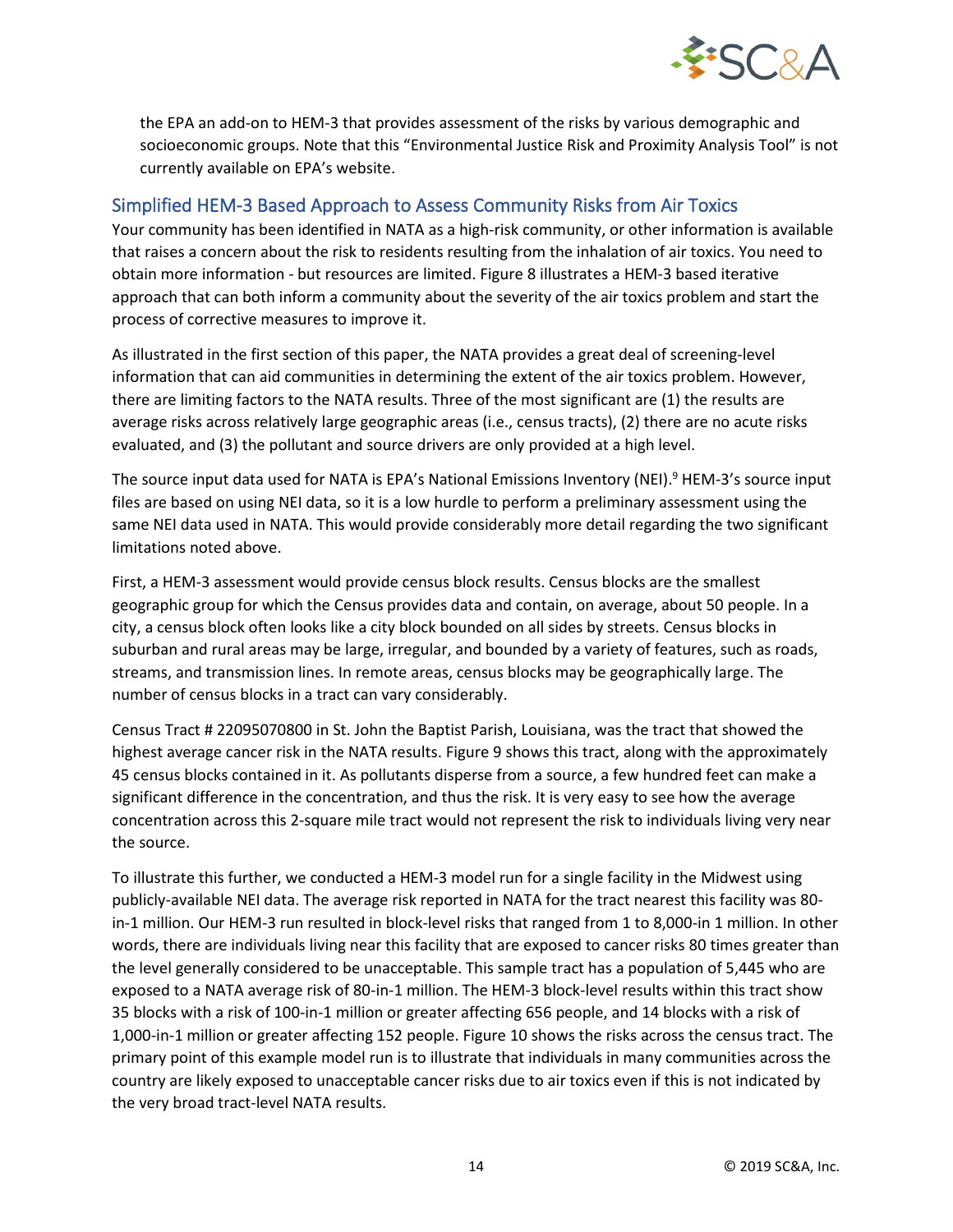the EPA an add-on to HEM-3 that provides assessment of the risks by various demographic and socioeconomic groups. Note that this "Environmental Justice Risk and Proximity Analysis Tool" is not currently available on EPA's website.

## Simplified HEM-3 Based Approach to Assess Community Risks from Air Toxics

Your community has been identified in NATA as a high-risk community, or other information is available that raises a concern about the risk to residents resulting from the inhalation of air toxics. You need to obtain more information - but resources are limited. Figure 8 illustrates a HEM-3 based iterative approach that can both inform a community about the severity of the air toxics problem and start the process of corrective measures to improve it.

As illustrated in the first section of this paper, the NATA provides a great deal of screening-level information that can aid communities in determining the extent of the air toxics problem. However, there are limiting factors to the NATA results. Three of the most significant are (1) the results are average risks across relatively large geographic areas (i.e., census tracts), (2) there are no acute risks evaluated, and (3) the pollutant and source drivers are only provided at a high level.

The source input data used for NATA is EPA's National Emissions Inventory (NEI).[9] HEM-3's source input files are based on using NEI data, so it is a low hurdle to perform a preliminary assessment using the same NEI data used in NATA. This would provide considerably more detail regarding the two significant limitations noted above.

First, a HEM-3 assessment would provide census block results. Census blocks are the smallest geographic group for which the Census provides data and contain, on average, about 50 people. In a city, a census block often looks like a city block bounded on all sides by streets. Census blocks in suburban and rural areas may be large, irregular, and bounded by a variety of features, such as roads, streams, and transmission lines. In remote areas, census blocks may be geographically large. The number of census blocks in a tract can vary considerably.

Census Tract # 22095070800 in St. John the Baptist Parish, Louisiana, was the tract that showed the highest average cancer risk in the NATA results. Figure 9 shows this tract, along with the approximately 45 census blocks contained in it. As pollutants disperse from a source, a few hundred feet can make a significant difference in the concentration, and thus the risk. It is very easy to see how the average concentration across this 2-square mile tract would not represent the risk to individuals living very near the source.

To illustrate this further, we conducted a HEM-3 model run for a single facility in the Midwest using publicly-available NEI data. The average risk reported in NATA for the tract nearest this facility was 80-in-1 million. Our HEM-3 run resulted in block-level risks that ranged from 1 to 8,000-in 1 million. In other words, there are individuals living near this facility that are exposed to cancer risks 80 times greater than the level generally considered to be unacceptable. This sample tract has a population of 5,445 who are exposed to a NATA average risk of 80-in-1 million. The HEM-3 block-level results within this tract show 35 blocks with a risk of 100-in-1 million or greater affecting 656 people, and 14 blocks with a risk of 1,000-in-1 million or greater affecting 152 people. Figure 10 shows the risks across the census tract. The primary point of this example model run is to illustrate that individuals in many communities across the country are likely exposed to unacceptable cancer risks due to air toxics even if this is not indicated by the very broad tract-level NATA results.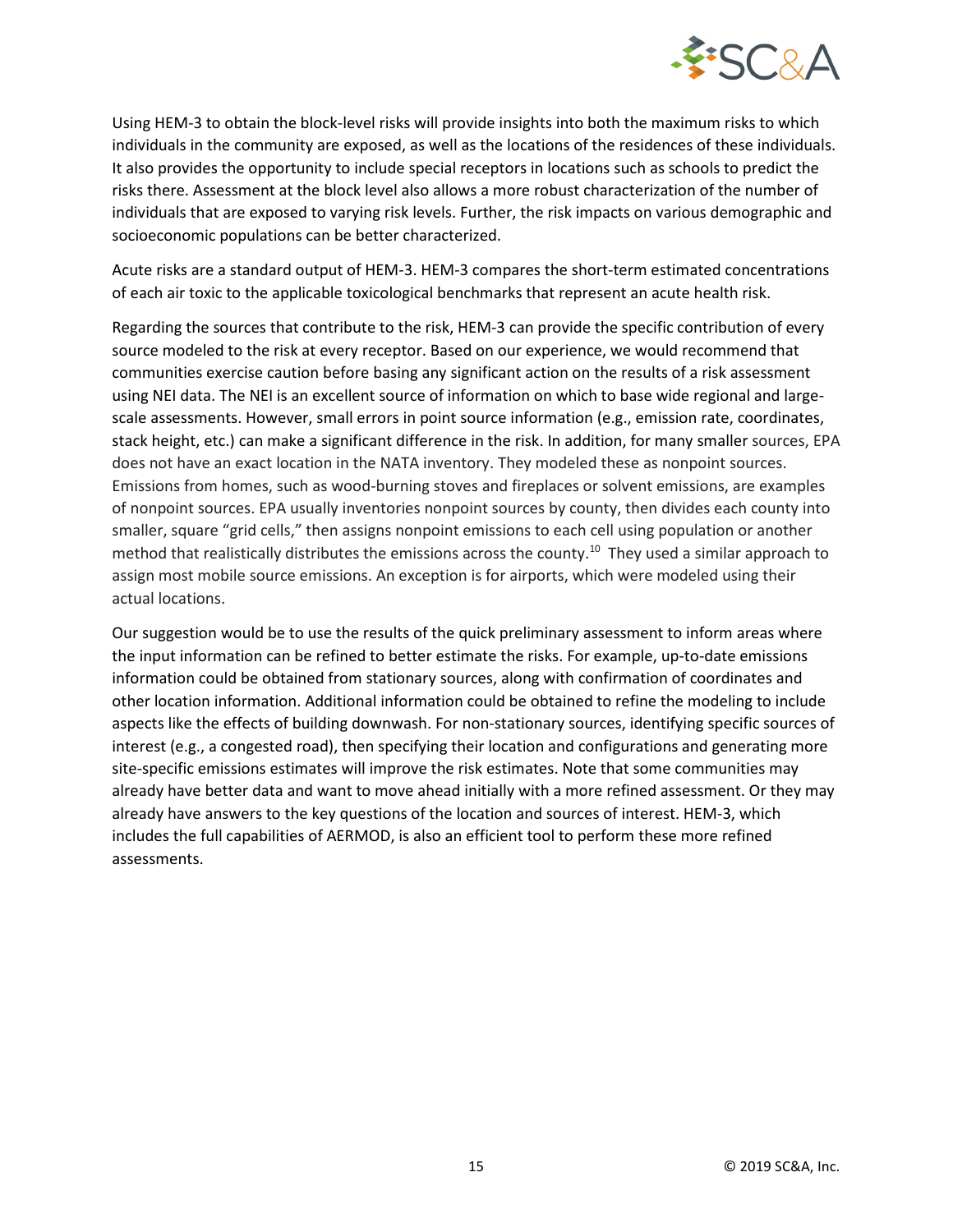Using HEM-3 to obtain the block-level risks will provide insights into both the maximum risks to which individuals in the community are exposed, as well as the locations of the residences of these individuals. It also provides the opportunity to include special receptors in locations such as schools to predict the risks there. Assessment at the block level also allows a more robust characterization of the number of individuals that are exposed to varying risk levels. Further, the risk impacts on various demographic and socioeconomic populations can be better characterized.

Acute risks are a standard output of HEM-3. HEM-3 compares the short-term estimated concentrations of each air toxic to the applicable toxicological benchmarks that represent an acute health risk.

Regarding the sources that contribute to the risk, HEM-3 can provide the specific contribution of every source modeled to the risk at every receptor. Based on our experience, we would recommend that communities exercise caution before basing any significant action on the results of a risk assessment using NEI data. The NEI is an excellent source of information on which to base wide regional and large-scale assessments. However, small errors in point source information (e.g., emission rate, coordinates, stack height, etc.) can make a significant difference in the risk. In addition, for many smaller sources, EPA does not have an exact location in the NATA inventory. They modeled these as nonpoint sources. Emissions from homes, such as wood-burning stoves and fireplaces or solvent emissions, are examples of nonpoint sources. EPA usually inventories nonpoint sources by county, then divides each county into smaller, square "grid cells," then assigns nonpoint emissions to each cell using population or another method that realistically distributes the emissions across the county.[10] They used a similar approach to assign most mobile source emissions. An exception is for airports, which were modeled using their actual locations.

Our suggestion would be to use the results of the quick preliminary assessment to inform areas where the input information can be refined to better estimate the risks. For example, up-to-date emissions information could be obtained from stationary sources, along with confirmation of coordinates and other location information. Additional information could be obtained to refine the modeling to include aspects like the effects of building downwash. For non-stationary sources, identifying specific sources of interest (e.g., a congested road), then specifying their location and configurations and generating more site-specific emissions estimates will improve the risk estimates. Note that some communities may already have better data and want to move ahead initially with a more refined assessment. Or they may already have answers to the key questions of the location and sources of interest. HEM-3, which includes the full capabilities of AERMOD, is also an efficient tool to perform these more refined assessments.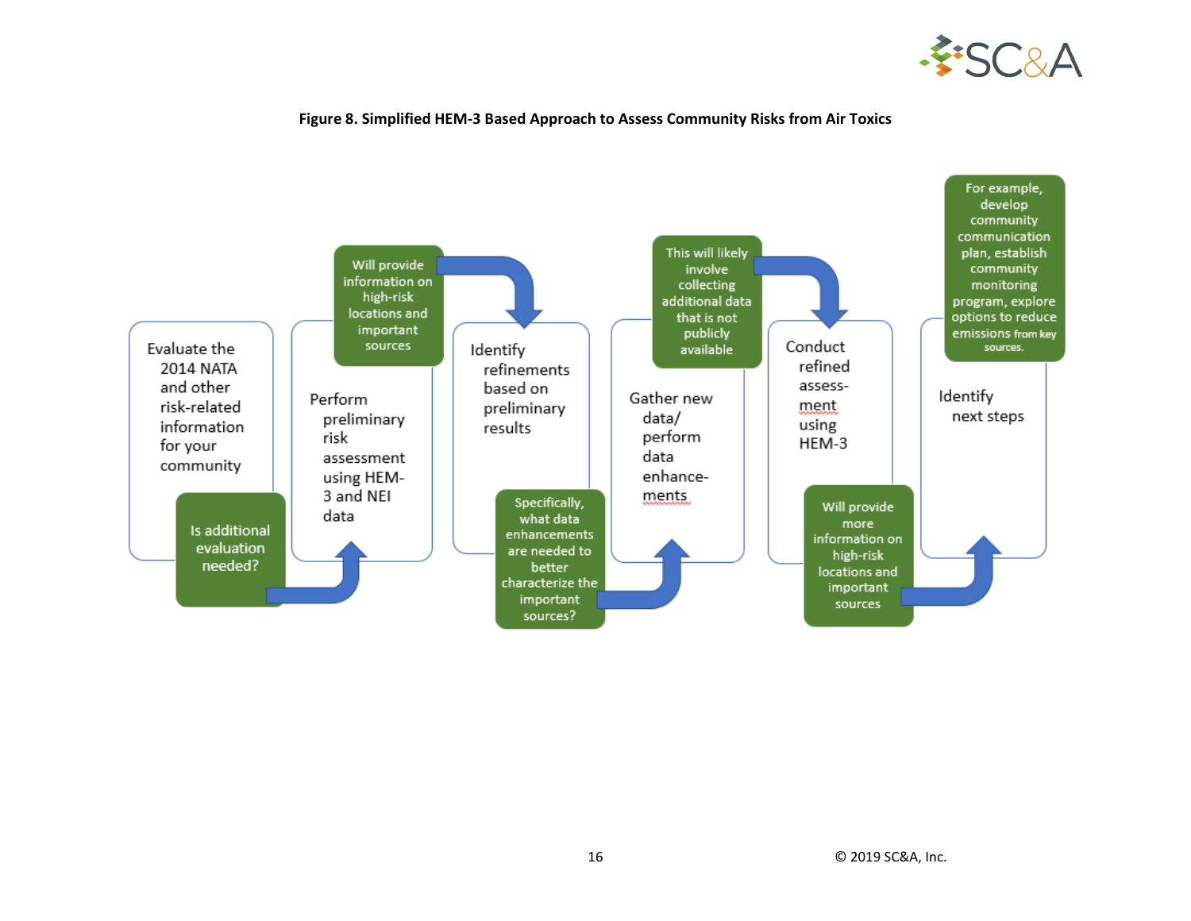**Figure 8. Simplified HEM-3 Based Approach to Assess Community Risks from Air Toxics**

Evaluate the 2014 NATA and other risk-related information for your community

Is additional evaluation needed?

Perform preliminary risk assessment using HEM-3 and NEI data

Will provide information on high-risk locations and important sources

Identify refinements based on preliminary results

Specifically, what data enhancements are needed to better characterize the important sources?

Gather new data/ perform data enhance-ments

This will likely involve collecting additional data that is not publicly available

Conduct refined assess-ment using HEM-3

Will provide more information on high-risk locations and important sources

Identify next steps

For example, develop community communication plan, establish community monitoring program, explore options to reduce emissions from key sources.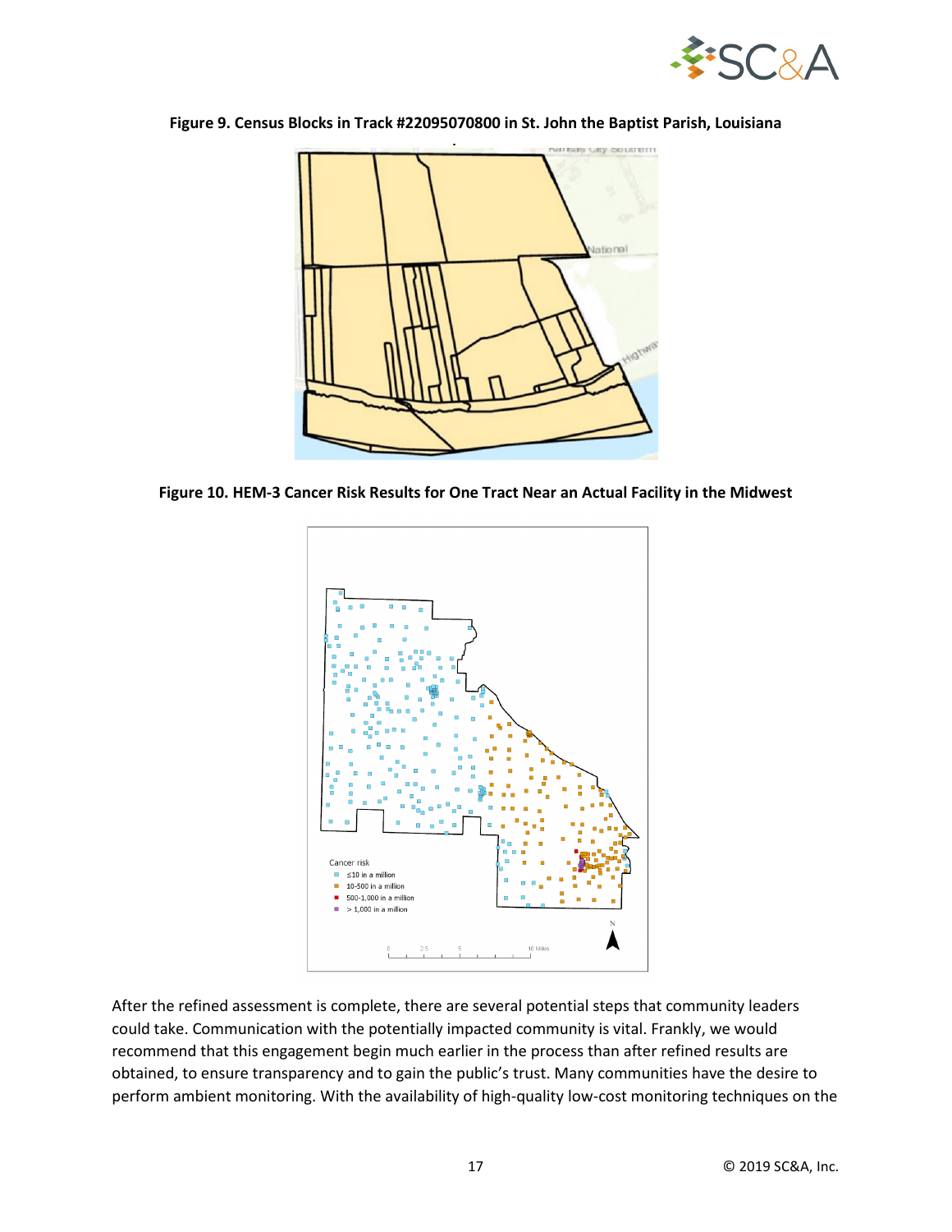**Figure 9. Census Blocks in Track #22095070800 in St. John the Baptist Parish, Louisiana**

**Figure 10. HEM-3 Cancer Risk Results for One Tract Near an Actual Facility in the Midwest**

After the refined assessment is complete, there are several potential steps that community leaders could take. Communication with the potentially impacted community is vital. Frankly, we would recommend that this engagement begin much earlier in the process than after refined results are obtained, to ensure transparency and to gain the public's trust. Many communities have the desire to perform ambient monitoring. With the availability of high-quality low-cost monitoring techniques on the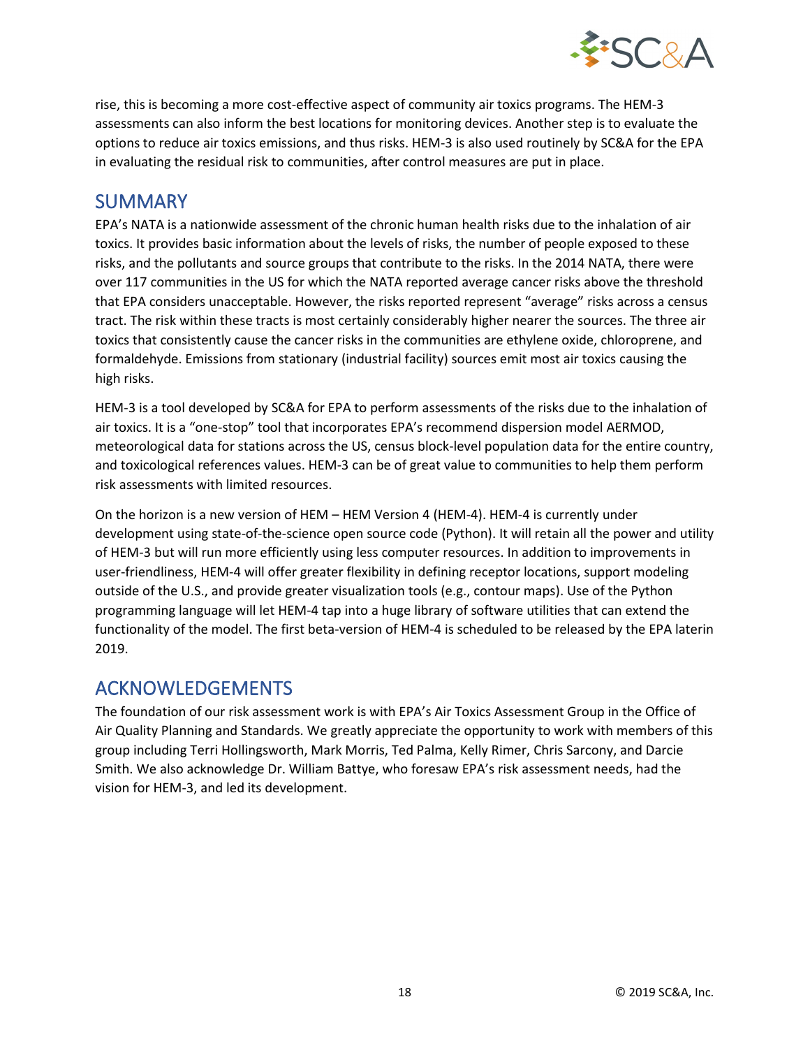rise, this is becoming a more cost-effective aspect of community air toxics programs. The HEM-3 assessments can also inform the best locations for monitoring devices. Another step is to evaluate the options to reduce air toxics emissions, and thus risks. HEM-3 is also used routinely by SC&A for the EPA in evaluating the residual risk to communities, after control measures are put in place.

## SUMMARY

EPA's NATA is a nationwide assessment of the chronic human health risks due to the inhalation of air toxics. It provides basic information about the levels of risks, the number of people exposed to these risks, and the pollutants and source groups that contribute to the risks. In the 2014 NATA, there were over 117 communities in the US for which the NATA reported average cancer risks above the threshold that EPA considers unacceptable. However, the risks reported represent "average" risks across a census tract. The risk within these tracts is most certainly considerably higher nearer the sources. The three air toxics that consistently cause the cancer risks in the communities are ethylene oxide, chloroprene, and formaldehyde. Emissions from stationary (industrial facility) sources emit most air toxics causing the high risks.

HEM-3 is a tool developed by SC&A for EPA to perform assessments of the risks due to the inhalation of air toxics. It is a "one-stop" tool that incorporates EPA's recommend dispersion model AERMOD, meteorological data for stations across the US, census block-level population data for the entire country, and toxicological references values. HEM-3 can be of great value to communities to help them perform risk assessments with limited resources.

On the horizon is a new version of HEM – HEM Version 4 (HEM-4). HEM-4 is currently under development using state-of-the-science open source code (Python). It will retain all the power and utility of HEM-3 but will run more efficiently using less computer resources. In addition to improvements in user-friendliness, HEM-4 will offer greater flexibility in defining receptor locations, support modeling outside of the U.S., and provide greater visualization tools (e.g., contour maps). Use of the Python programming language will let HEM-4 tap into a huge library of software utilities that can extend the functionality of the model. The first beta-version of HEM-4 is scheduled to be released by the EPA laterin 2019.

## ACKNOWLEDGEMENTS

The foundation of our risk assessment work is with EPA's Air Toxics Assessment Group in the Office of Air Quality Planning and Standards. We greatly appreciate the opportunity to work with members of this group including Terri Hollingsworth, Mark Morris, Ted Palma, Kelly Rimer, Chris Sarcony, and Darcie Smith. We also acknowledge Dr. William Battye, who foresaw EPA's risk assessment needs, had the vision for HEM-3, and led its development.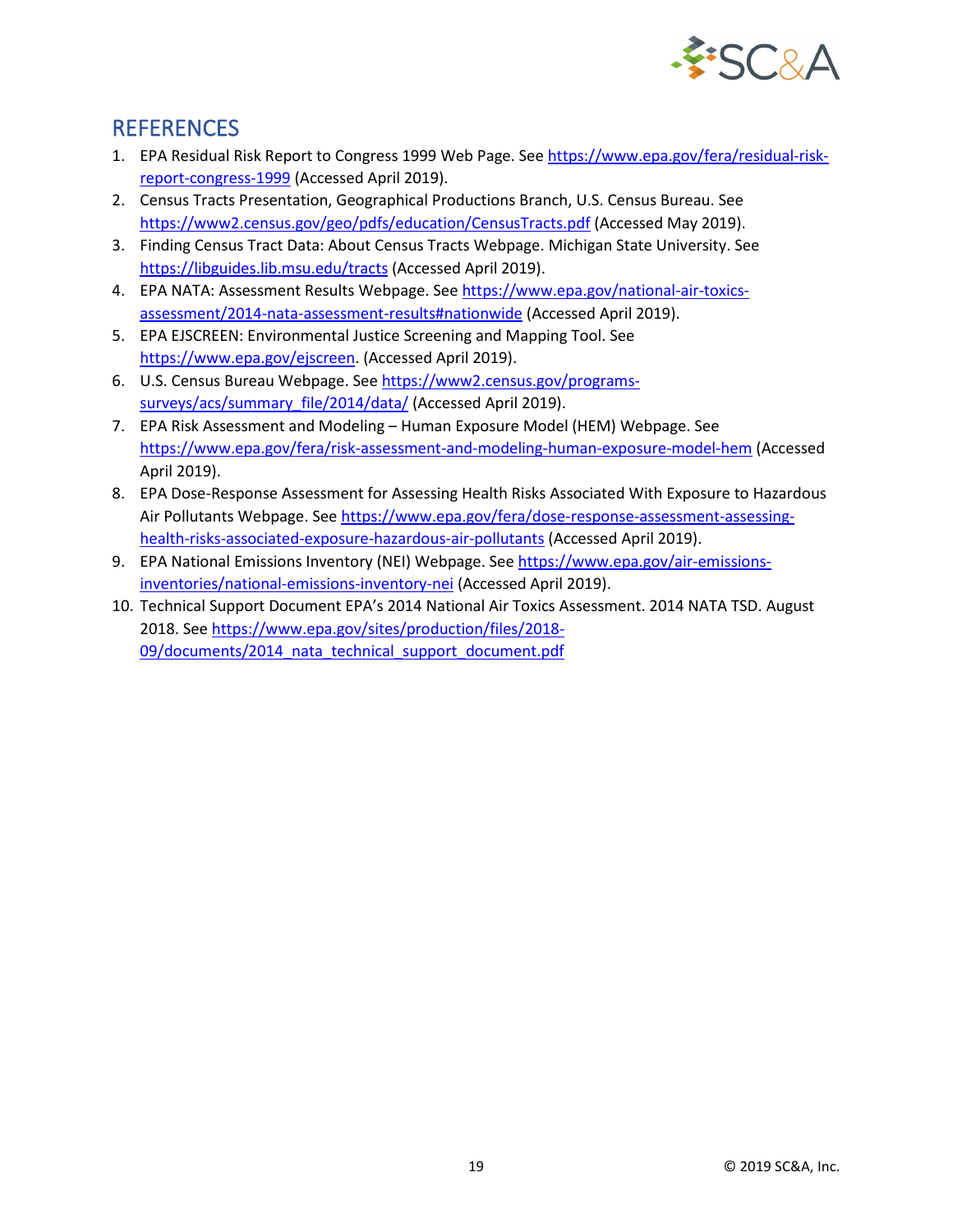## REFERENCES

1. EPA Residual Risk Report to Congress 1999 Web Page. See https://www.epa.gov/fera/residual-risk-report-congress-1999 (Accessed April 2019).
2. Census Tracts Presentation, Geographical Productions Branch, U.S. Census Bureau. See https://www2.census.gov/geo/pdfs/education/CensusTracts.pdf (Accessed May 2019).
3. Finding Census Tract Data: About Census Tracts Webpage. Michigan State University. See https://libguides.lib.msu.edu/tracts (Accessed April 2019).
4. EPA NATA: Assessment Results Webpage. See https://www.epa.gov/national-air-toxics-assessment/2014-nata-assessment-results#nationwide (Accessed April 2019).
5. EPA EJSCREEN: Environmental Justice Screening and Mapping Tool. See https://www.epa.gov/ejscreen. (Accessed April 2019).
6. U.S. Census Bureau Webpage. See https://www2.census.gov/programs-surveys/acs/summary_file/2014/data/ (Accessed April 2019).
7. EPA Risk Assessment and Modeling – Human Exposure Model (HEM) Webpage. See https://www.epa.gov/fera/risk-assessment-and-modeling-human-exposure-model-hem (Accessed April 2019).
8. EPA Dose-Response Assessment for Assessing Health Risks Associated With Exposure to Hazardous Air Pollutants Webpage. See https://www.epa.gov/fera/dose-response-assessment-assessing-health-risks-associated-exposure-hazardous-air-pollutants (Accessed April 2019).
9. EPA National Emissions Inventory (NEI) Webpage. See https://www.epa.gov/air-emissions-inventories/national-emissions-inventory-nei (Accessed April 2019).
10. Technical Support Document EPA's 2014 National Air Toxics Assessment. 2014 NATA TSD. August 2018. See https://www.epa.gov/sites/production/files/2018-09/documents/2014_nata_technical_support_document.pdf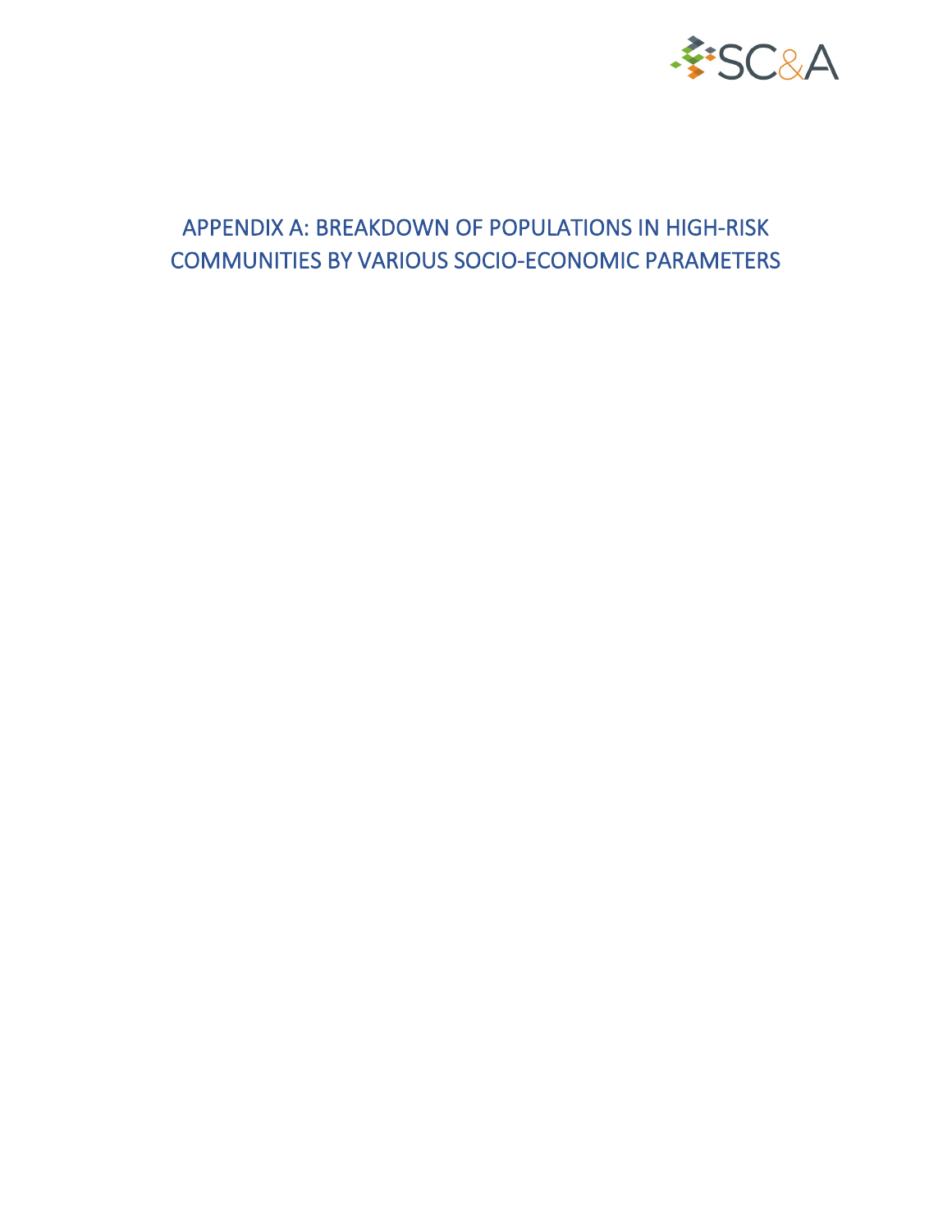# APPENDIX A: BREAKDOWN OF POPULATIONS IN HIGH-RISK COMMUNITIES BY VARIOUS SOCIO-ECONOMIC PARAMETERS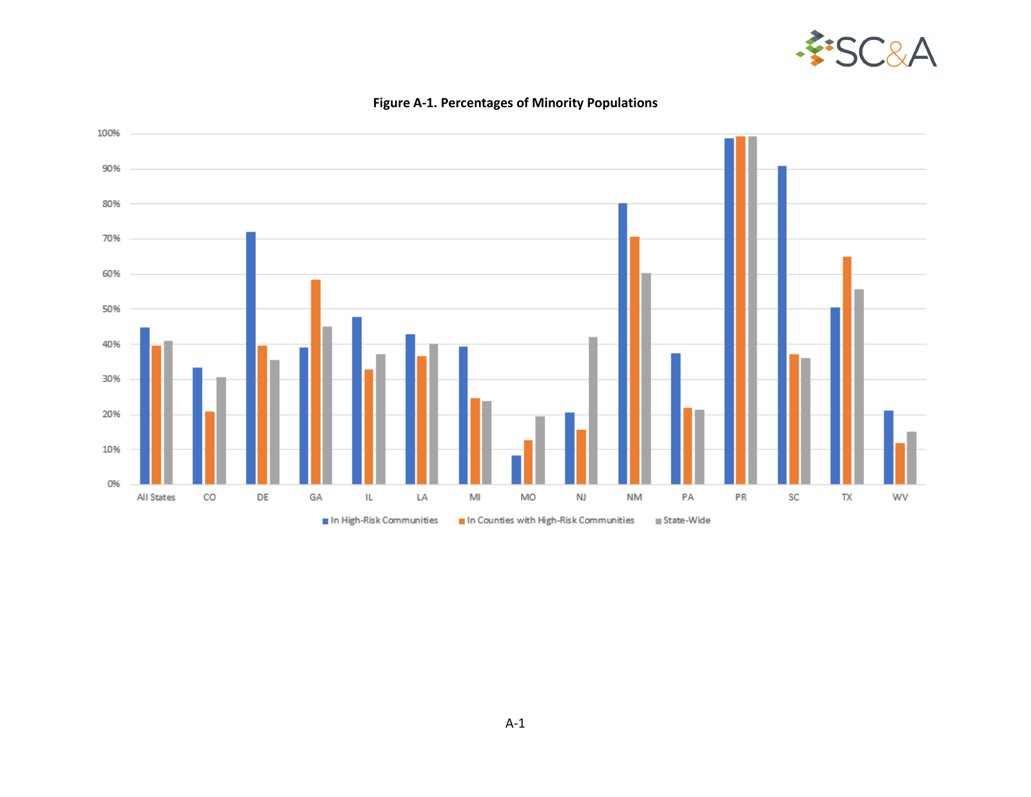**Figure A-1. Percentages of Minority Populations**

100%
90%
80%
70%
60%
50%
40%
30%
20%
10%
0%

All States CO DE GA IL LA MI MO NJ NM PA PR SC TX WV

■ In High-Risk Communities ■ In Counties with High-Risk Communities ■ State-Wide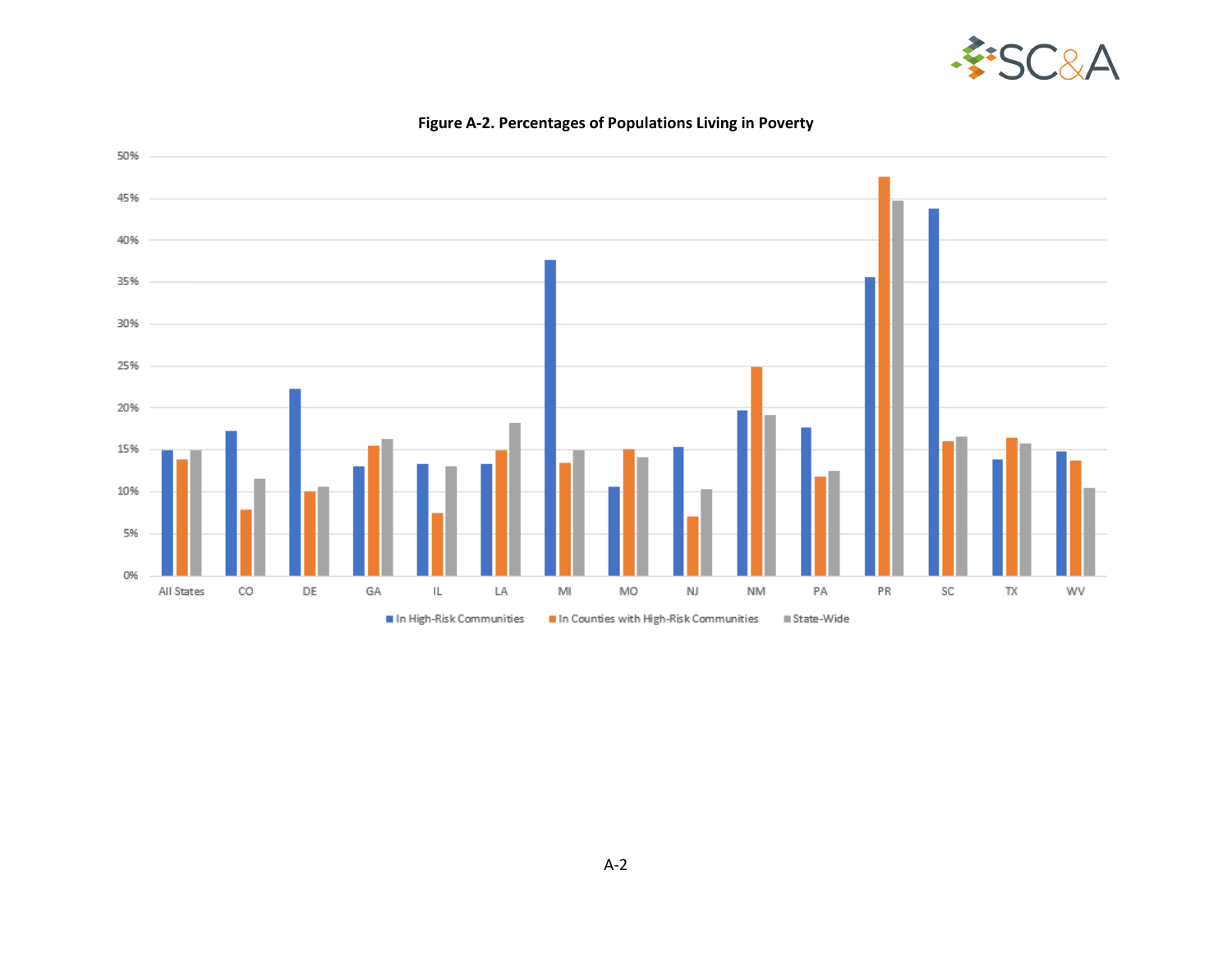**Figure A-2. Percentages of Populations Living in Poverty**

50%
45%
40%
35%
30%
25%
20%
15%
10%
5%
0%

All States CO DE GA IL LA MI MO NJ NM PA PR SC TX WV

■ In High-Risk Communities ■ In Counties with High-Risk Communities ■ State-Wide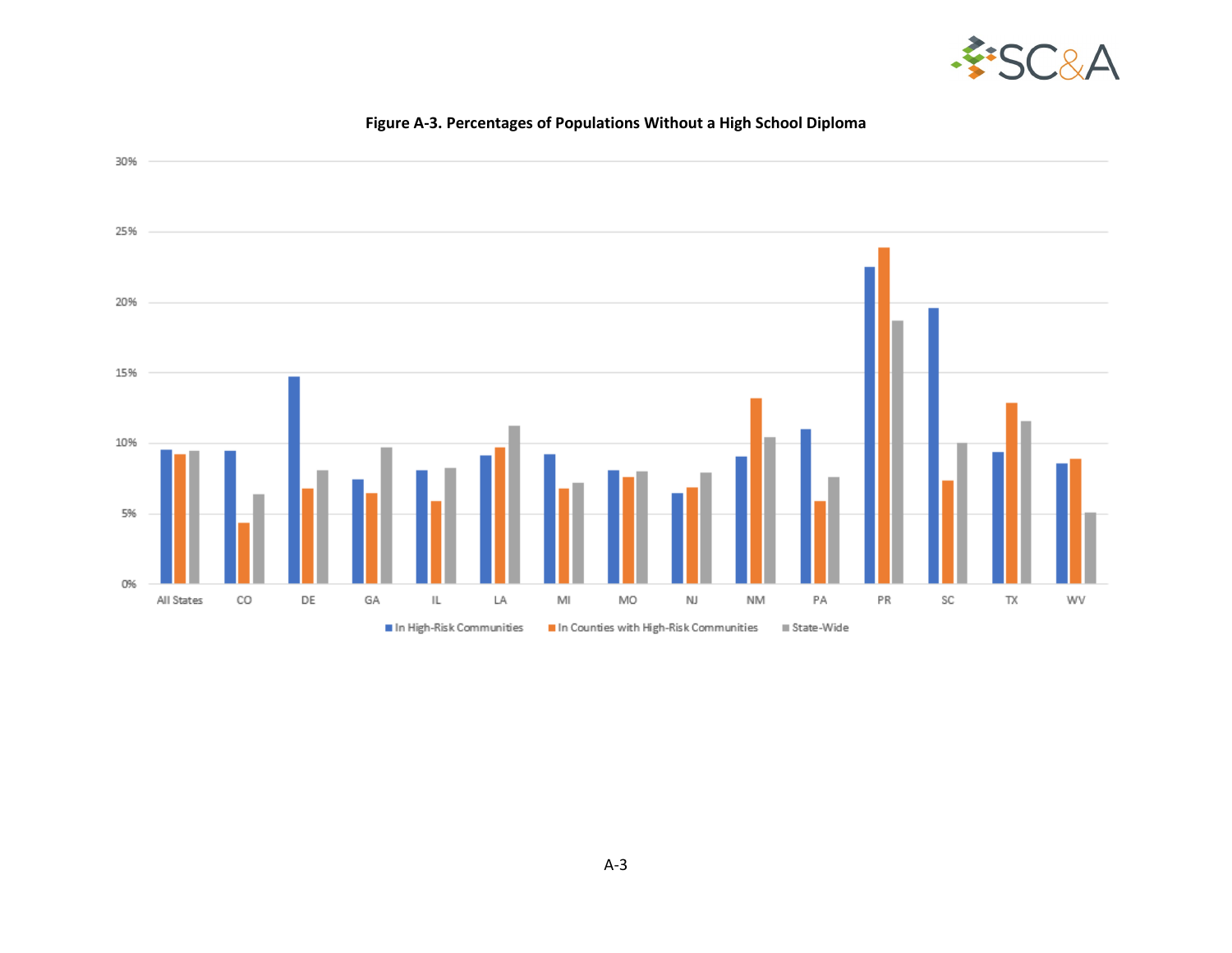**Figure A-3. Percentages of Populations Without a High School Diploma**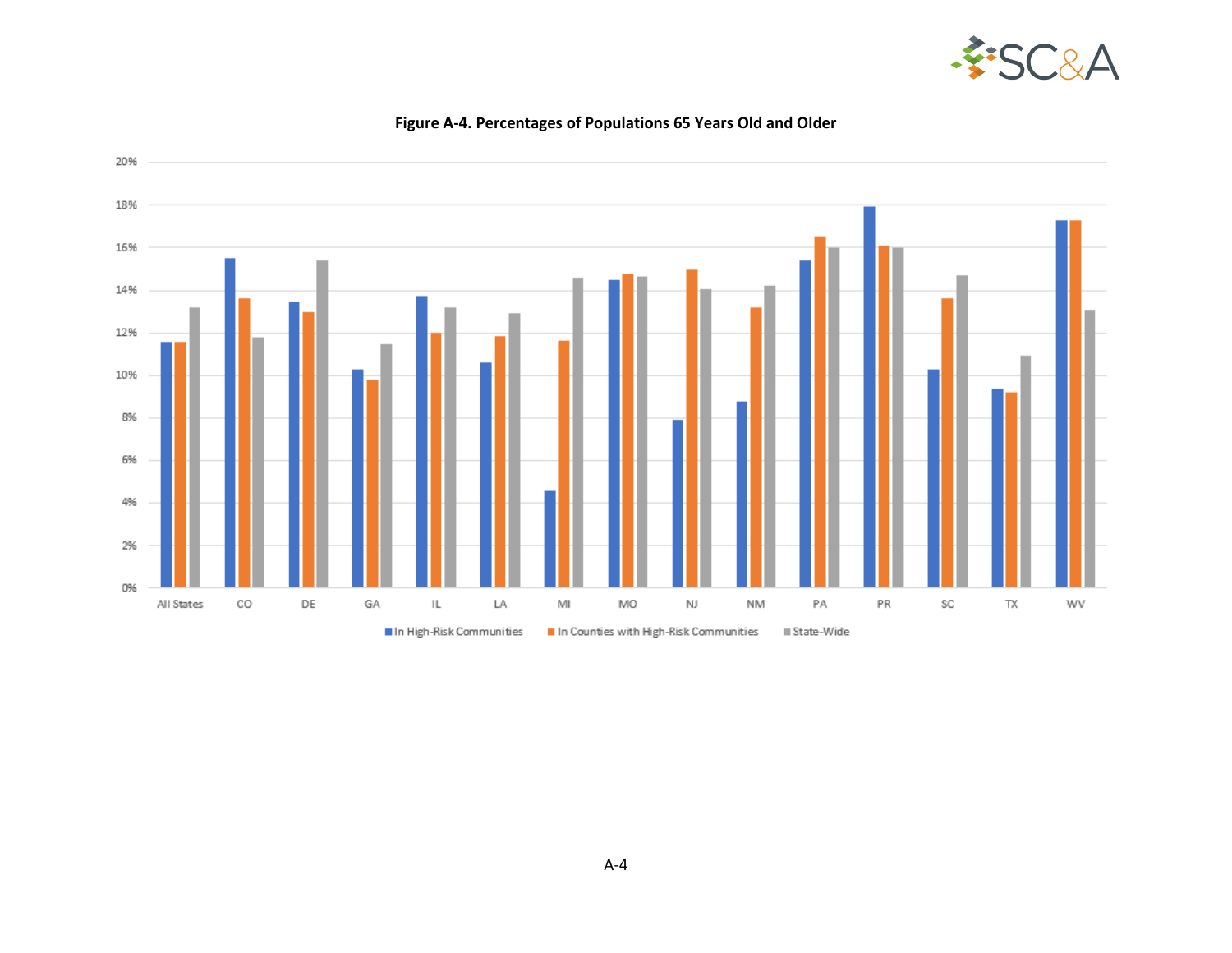**Figure A-4. Percentages of Populations 65 Years Old and Older**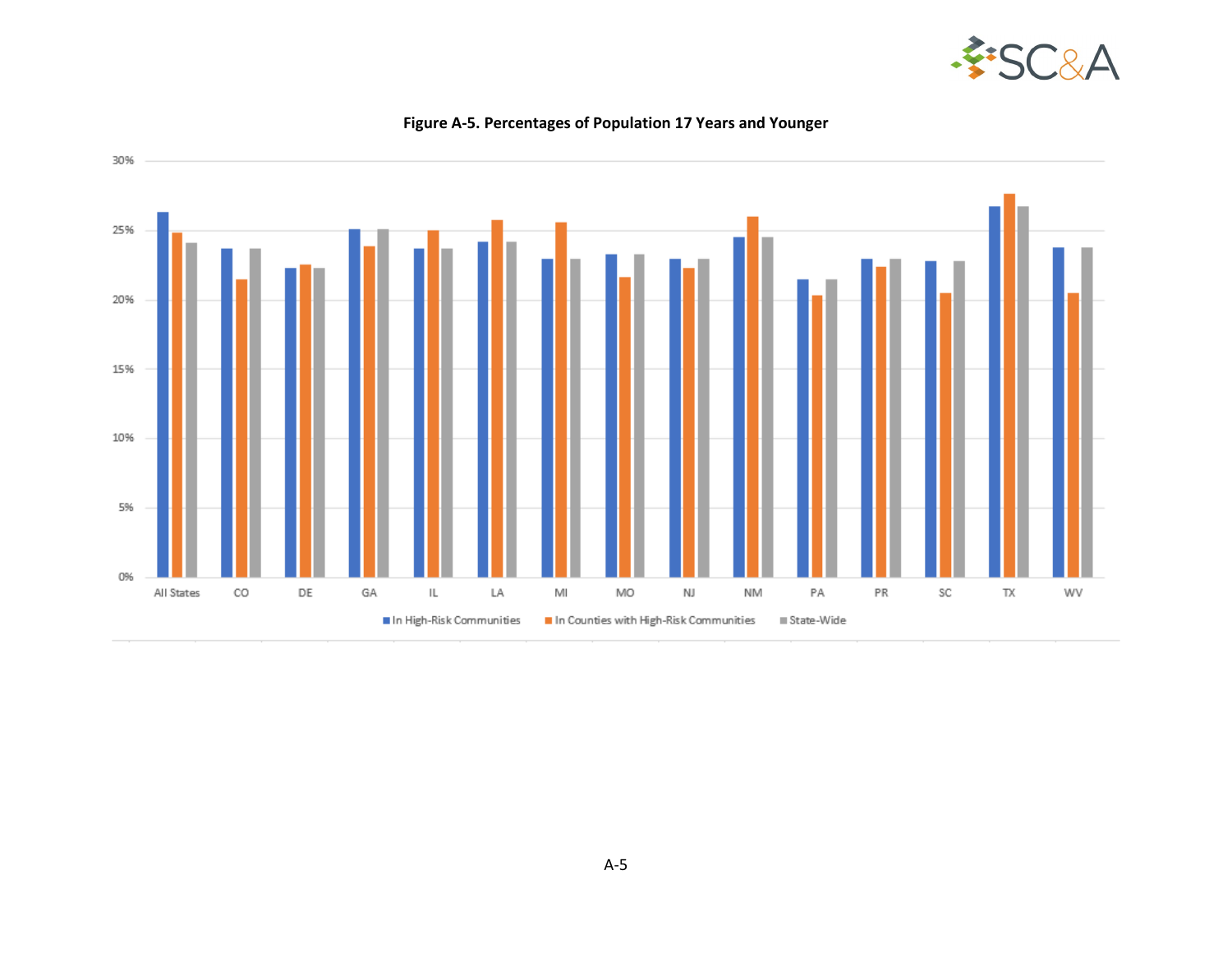**Figure A-5. Percentages of Population 17 Years and Younger**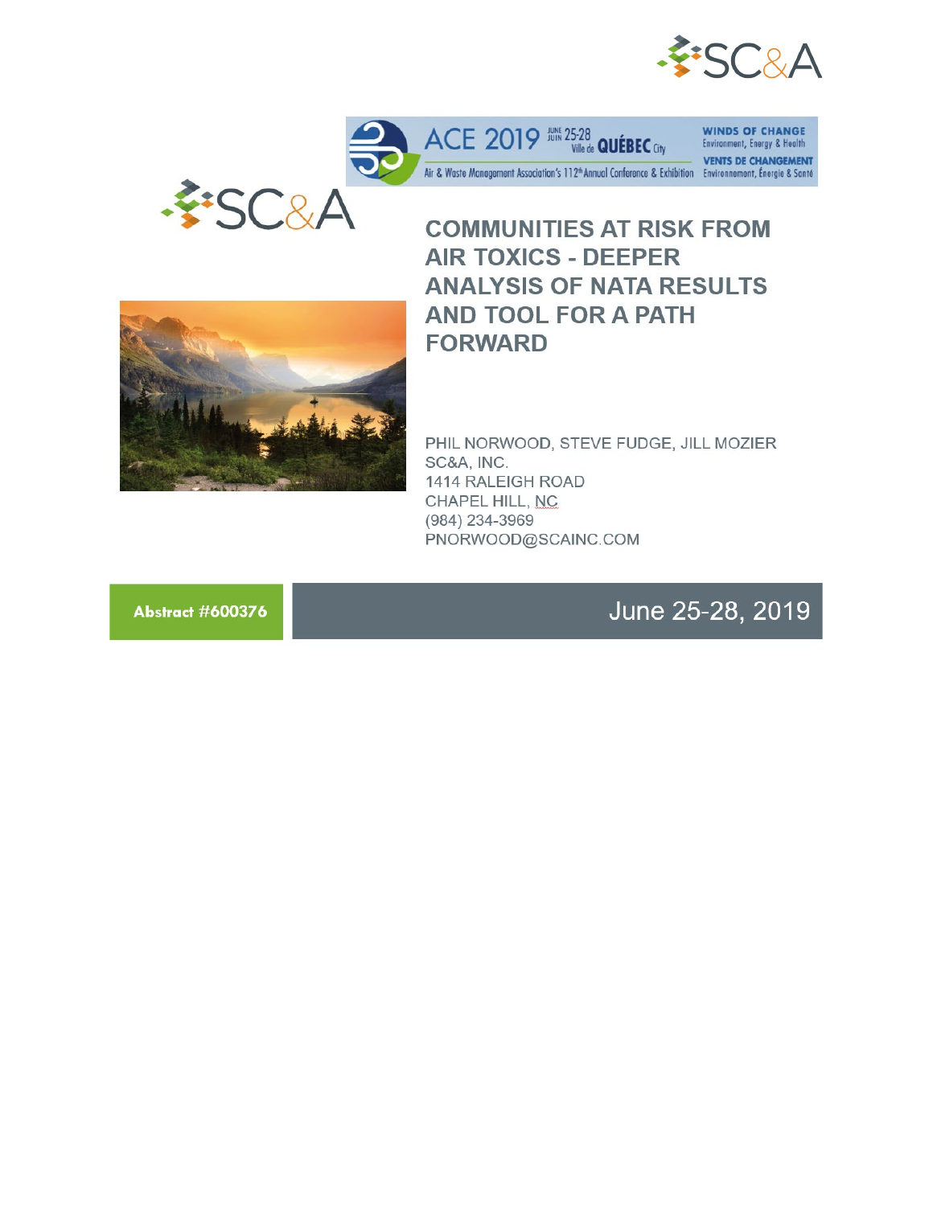ACE 2019 JUNE JUIN 25-28 Ville de QUÉBEC City

Air & Waste Management Association's 112th Annual Conference & Exhibition

WINDS OF CHANGE Environment, Energy & Health

VENTS DE CHANGEMENT Environnement, Énergie & Santé

# COMMUNITIES AT RISK FROM AIR TOXICS - DEEPER ANALYSIS OF NATA RESULTS AND TOOL FOR A PATH FORWARD

PHIL NORWOOD, STEVE FUDGE, JILL MOZIER
SC&A, INC.
1414 RALEIGH ROAD
CHAPEL HILL, NC
(984) 234-3969
PNORWOOD@SCAINC.COM

**Abstract #600376**

June 25-28, 2019